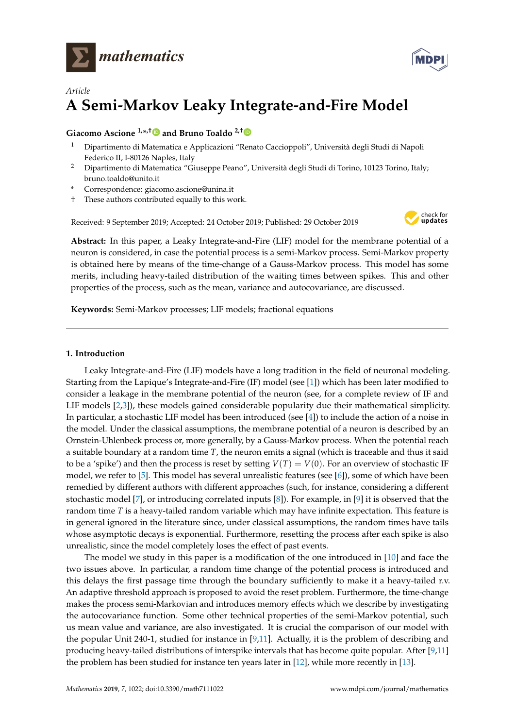*Article*

# A Semi-Markov Leaky Integrate-and-Fire Model

**Giacomo Ascione [1,*,†] and Bruno Toaldo [2,†]**

[1] Dipartimento di Matematica e Applicazioni "Renato Caccioppoli", Università degli Studi di Napoli Federico II, I-80126 Naples, Italy

[2] Dipartimento di Matematica "Giuseppe Peano", Università degli Studi di Torino, 10123 Torino, Italy; bruno.toaldo@unito.it

\* Correspondence: giacomo.ascione@unina.it

† These authors contributed equally to this work.

Received: 9 September 2019; Accepted: 24 October 2019; Published: 29 October 2019

**Abstract:** In this paper, a Leaky Integrate-and-Fire (LIF) model for the membrane potential of a neuron is considered, in case the potential process is a semi-Markov process. Semi-Markov property is obtained here by means of the time-change of a Gauss-Markov process. This model has some merits, including heavy-tailed distribution of the waiting times between spikes. This and other properties of the process, such as the mean, variance and autocovariance, are discussed.

**Keywords:** Semi-Markov processes; LIF models; fractional equations

## 1. Introduction

Leaky Integrate-and-Fire (LIF) models have a long tradition in the field of neuronal modeling. Starting from the Lapique's Integrate-and-Fire (IF) model (see [1]) which has been later modified to consider a leakage in the membrane potential of the neuron (see, for a complete review of IF and LIF models [2,3]), these models gained considerable popularity due their mathematical simplicity. In particular, a stochastic LIF model has been introduced (see [4]) to include the action of a noise in the model. Under the classical assumptions, the membrane potential of a neuron is described by an Ornstein-Uhlenbeck process or, more generally, by a Gauss-Markov process. When the potential reach a suitable boundary at a random time $T$, the neuron emits a signal (which is traceable and thus it said to be a 'spike') and then the process is reset by setting $V(T) = V(0)$. For an overview of stochastic IF model, we refer to [5]. This model has several unrealistic features (see [6]), some of which have been remedied by different authors with different approaches (such, for instance, considering a different stochastic model [7], or introducing correlated inputs [8]). For example, in [9] it is observed that the random time $T$ is a heavy-tailed random variable which may have infinite expectation. This feature is in general ignored in the literature since, under classical assumptions, the random times have tails whose asymptotic decays is exponential. Furthermore, resetting the process after each spike is also unrealistic, since the model completely loses the effect of past events.

The model we study in this paper is a modification of the one introduced in [10] and face the two issues above. In particular, a random time change of the potential process is introduced and this delays the first passage time through the boundary sufficiently to make it a heavy-tailed r.v. An adaptive threshold approach is proposed to avoid the reset problem. Furthermore, the time-change makes the process semi-Markovian and introduces memory effects which we describe by investigating the autocovariance function. Some other technical properties of the semi-Markov potential, such us mean value and variance, are also investigated. It is crucial the comparison of our model with the popular Unit 240-1, studied for instance in [9,11]. Actually, it is the problem of describing and producing heavy-tailed distributions of interspike intervals that has become quite popular. After [9,11] the problem has been studied for instance ten years later in [12], while more recently in [13].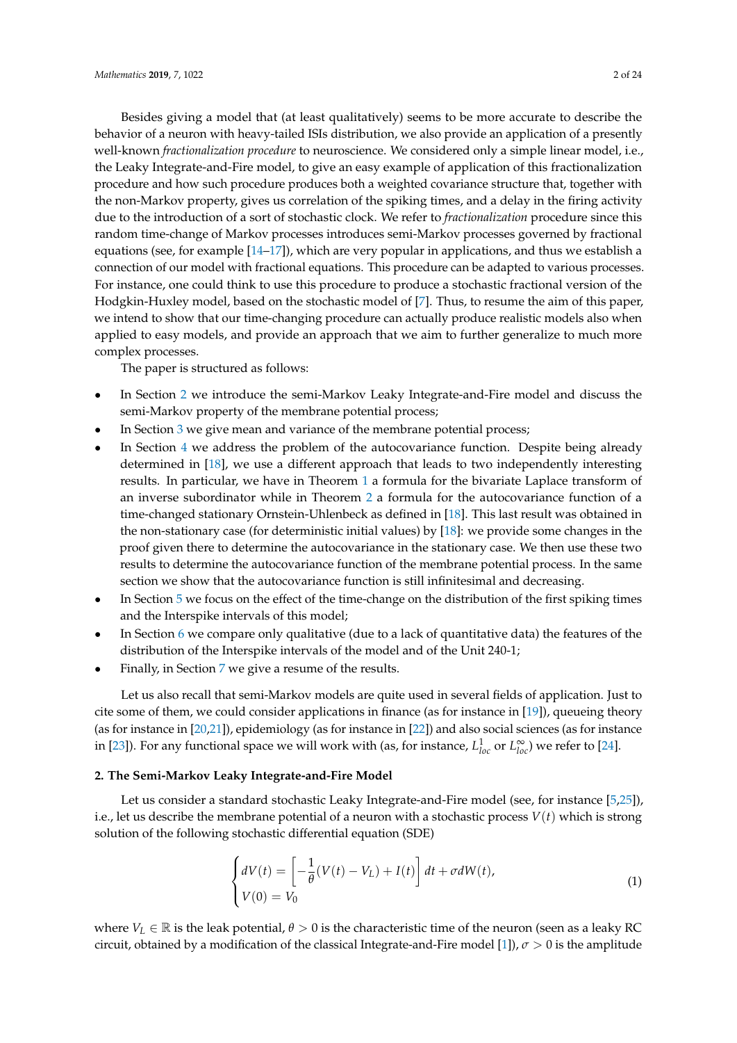Besides giving a model that (at least qualitatively) seems to be more accurate to describe the behavior of a neuron with heavy-tailed ISIs distribution, we also provide an application of a presently well-known *fractionalization procedure* to neuroscience. We considered only a simple linear model, i.e., the Leaky Integrate-and-Fire model, to give an easy example of application of this fractionalization procedure and how such procedure produces both a weighted covariance structure that, together with the non-Markov property, gives us correlation of the spiking times, and a delay in the firing activity due to the introduction of a sort of stochastic clock. We refer to *fractionalization* procedure since this random time-change of Markov processes introduces semi-Markov processes governed by fractional equations (see, for example [14–17]), which are very popular in applications, and thus we establish a connection of our model with fractional equations. This procedure can be adapted to various processes. For instance, one could think to use this procedure to produce a stochastic fractional version of the Hodgkin-Huxley model, based on the stochastic model of [7]. Thus, to resume the aim of this paper, we intend to show that our time-changing procedure can actually produce realistic models also when applied to easy models, and provide an approach that we aim to further generalize to much more complex processes.

The paper is structured as follows:

- In Section 2 we introduce the semi-Markov Leaky Integrate-and-Fire model and discuss the semi-Markov property of the membrane potential process;
- In Section 3 we give mean and variance of the membrane potential process;
- In Section 4 we address the problem of the autocovariance function. Despite being already determined in [18], we use a different approach that leads to two independently interesting results. In particular, we have in Theorem 1 a formula for the bivariate Laplace transform of an inverse subordinator while in Theorem 2 a formula for the autocovariance function of a time-changed stationary Ornstein-Uhlenbeck as defined in [18]. This last result was obtained in the non-stationary case (for deterministic initial values) by [18]: we provide some changes in the proof given there to determine the autocovariance in the stationary case. We then use these two results to determine the autocovariance function of the membrane potential process. In the same section we show that the autocovariance function is still infinitesimal and decreasing.
- In Section 5 we focus on the effect of the time-change on the distribution of the first spiking times and the Interspike intervals of this model;
- In Section 6 we compare only qualitative (due to a lack of quantitative data) the features of the distribution of the Interspike intervals of the model and of the Unit 240-1;
- Finally, in Section 7 we give a resume of the results.

Let us also recall that semi-Markov models are quite used in several fields of application. Just to cite some of them, we could consider applications in finance (as for instance in [19]), queueing theory (as for instance in [20,21]), epidemiology (as for instance in [22]) and also social sciences (as for instance in [23]). For any functional space we will work with (as, for instance, $L^1_{loc}$ or $L^\infty_{loc}$) we refer to [24].

## 2. The Semi-Markov Leaky Integrate-and-Fire Model

Let us consider a standard stochastic Leaky Integrate-and-Fire model (see, for instance [5,25]), i.e., let us describe the membrane potential of a neuron with a stochastic process $V(t)$ which is strong solution of the following stochastic differential equation (SDE)

$$\begin{cases} dV(t) = \left[ -\dfrac{1}{\theta}(V(t) - V_L) + I(t) \right] dt + \sigma dW(t), \\ V(0) = V_0 \end{cases} \tag{1}$$

where $V_L \in \mathbb{R}$ is the leak potential, $\theta > 0$ is the characteristic time of the neuron (seen as a leaky RC circuit, obtained by a modification of the classical Integrate-and-Fire model [1]), $\sigma > 0$ is the amplitude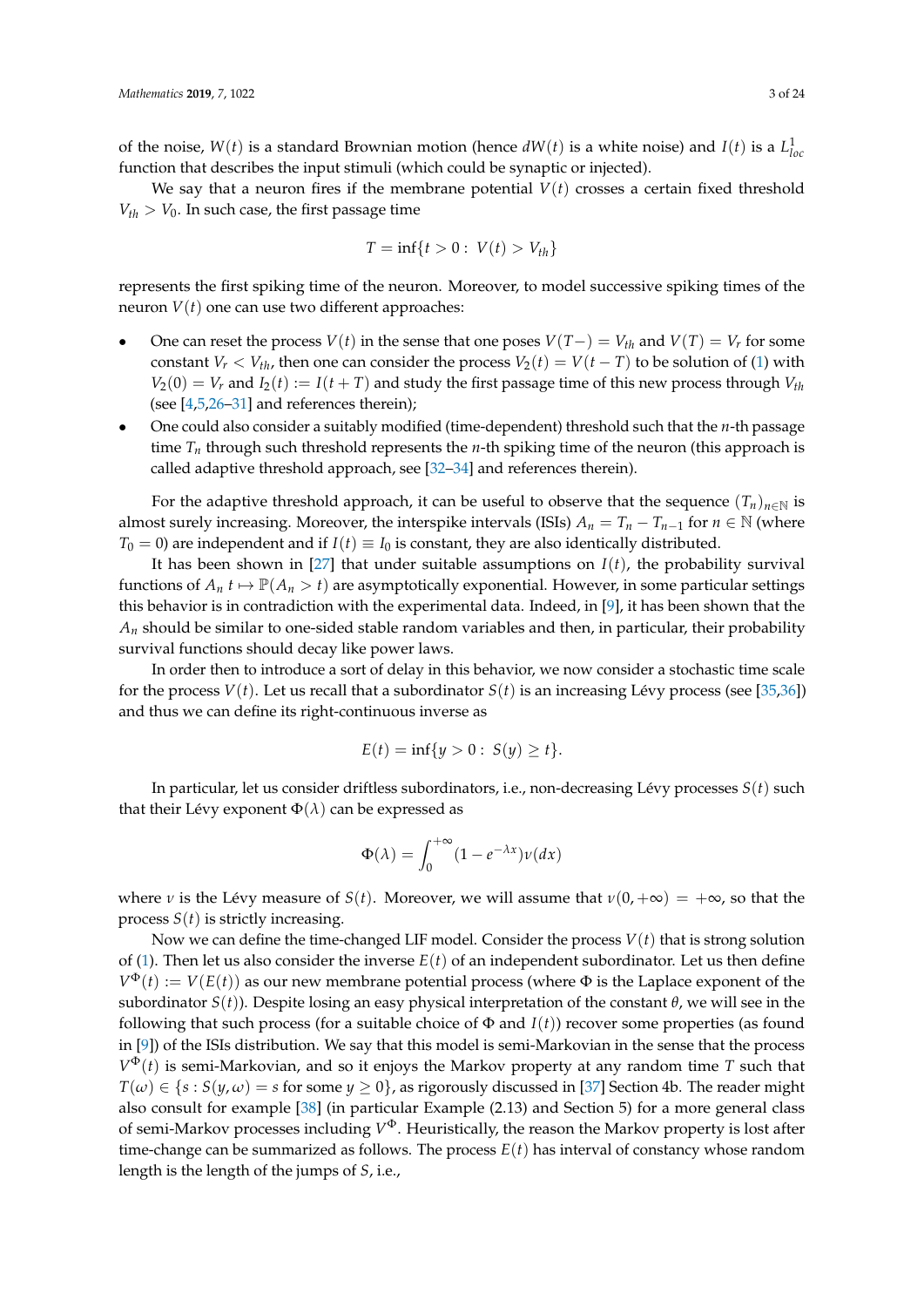of the noise, $W(t)$ is a standard Brownian motion (hence $dW(t)$ is a white noise) and $I(t)$ is a $L^1_{loc}$ function that describes the input stimuli (which could be synaptic or injected).

We say that a neuron fires if the membrane potential $V(t)$ crosses a certain fixed threshold $V_{th} > V_0$. In such case, the first passage time

$$T = \inf\{t > 0 : \; V(t) > V_{th}\}$$

represents the first spiking time of the neuron. Moreover, to model successive spiking times of the neuron $V(t)$ one can use two different approaches:

- One can reset the process $V(t)$ in the sense that one poses $V(T-) = V_{th}$ and $V(T) = V_r$ for some constant $V_r < V_{th}$, then one can consider the process $V_2(t) = V(t - T)$ to be solution of (1) with $V_2(0) = V_r$ and $I_2(t) := I(t + T)$ and study the first passage time of this new process through $V_{th}$ (see [4,5,26–31] and references therein);
- One could also consider a suitably modified (time-dependent) threshold such that the $n$-th passage time $T_n$ through such threshold represents the $n$-th spiking time of the neuron (this approach is called adaptive threshold approach, see [32–34] and references therein).

For the adaptive threshold approach, it can be useful to observe that the sequence $(T_n)_{n\in\mathbb{N}}$ is almost surely increasing. Moreover, the interspike intervals (ISIs) $A_n = T_n - T_{n-1}$ for $n \in \mathbb{N}$ (where $T_0 = 0$) are independent and if $I(t) \equiv I_0$ is constant, they are also identically distributed.

It has been shown in [27] that under suitable assumptions on $I(t)$, the probability survival functions of $A_n$ $t \mapsto \mathbb{P}(A_n > t)$ are asymptotically exponential. However, in some particular settings this behavior is in contradiction with the experimental data. Indeed, in [9], it has been shown that the $A_n$ should be similar to one-sided stable random variables and then, in particular, their probability survival functions should decay like power laws.

In order then to introduce a sort of delay in this behavior, we now consider a stochastic time scale for the process $V(t)$. Let us recall that a subordinator $S(t)$ is an increasing Lévy process (see [35,36]) and thus we can define its right-continuous inverse as

$$E(t) = \inf\{y > 0 : \; S(y) \geq t\}.$$

In particular, let us consider driftless subordinators, i.e., non-decreasing Lévy processes $S(t)$ such that their Lévy exponent $\Phi(\lambda)$ can be expressed as

$$\Phi(\lambda) = \int_0^{+\infty} (1 - e^{-\lambda x})\nu(dx)$$

where $\nu$ is the Lévy measure of $S(t)$. Moreover, we will assume that $\nu(0, +\infty) = +\infty$, so that the process $S(t)$ is strictly increasing.

Now we can define the time-changed LIF model. Consider the process $V(t)$ that is strong solution of (1). Then let us also consider the inverse $E(t)$ of an independent subordinator. Let us then define $V^\Phi(t) := V(E(t))$ as our new membrane potential process (where $\Phi$ is the Laplace exponent of the subordinator $S(t)$). Despite losing an easy physical interpretation of the constant $\theta$, we will see in the following that such process (for a suitable choice of $\Phi$ and $I(t)$) recover some properties (as found in [9]) of the ISIs distribution. We say that this model is semi-Markovian in the sense that the process $V^\Phi(t)$ is semi-Markovian, and so it enjoys the Markov property at any random time $T$ such that $T(\omega) \in \{s : S(y, \omega) = s \text{ for some } y \geq 0\}$, as rigorously discussed in [37] Section 4b. The reader might also consult for example [38] (in particular Example (2.13) and Section 5) for a more general class of semi-Markov processes including $V^\Phi$. Heuristically, the reason the Markov property is lost after time-change can be summarized as follows. The process $E(t)$ has interval of constancy whose random length is the length of the jumps of $S$, i.e.,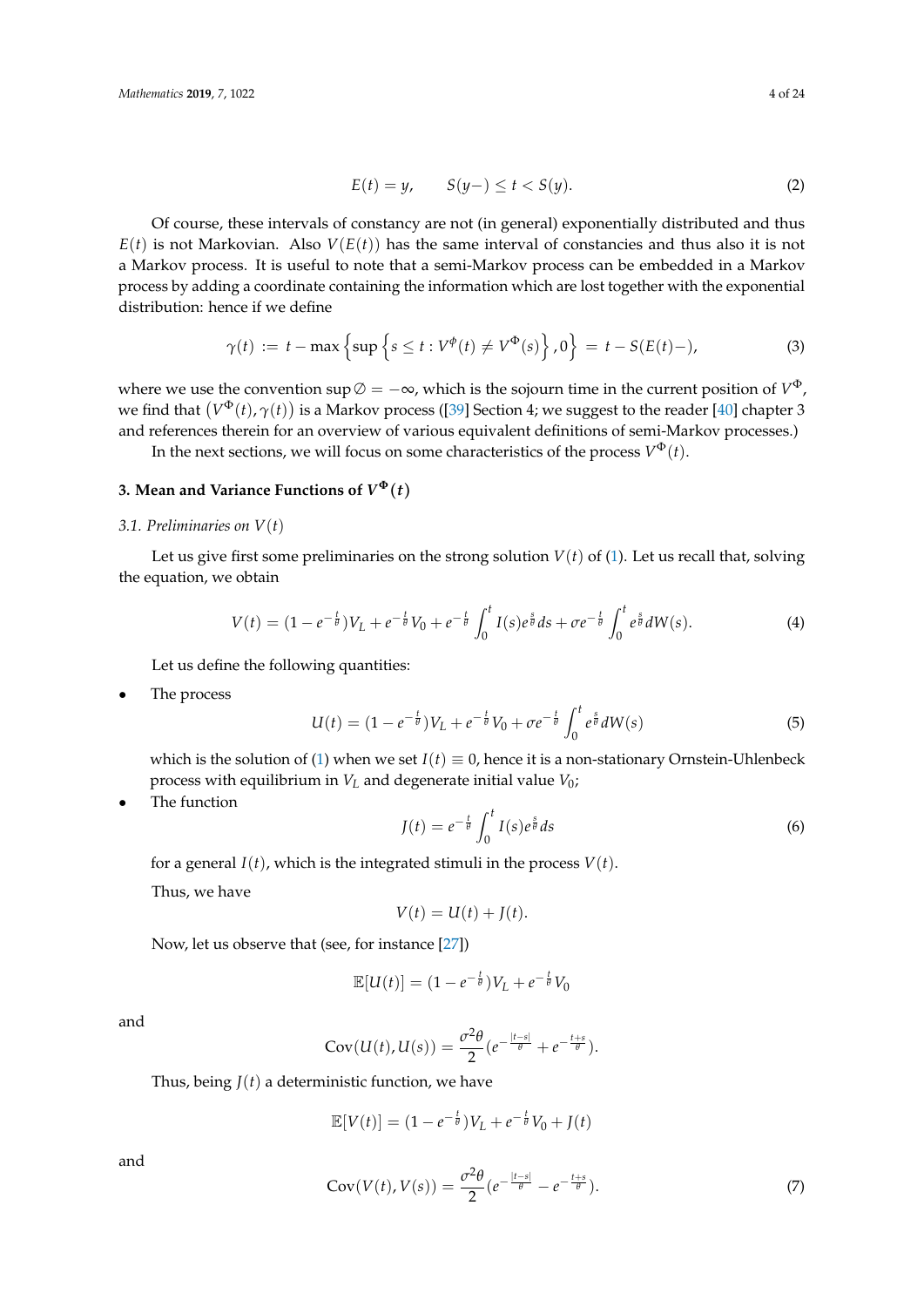$$E(t) = y, \qquad S(y-) \leq t < S(y). \tag{2}$$

Of course, these intervals of constancy are not (in general) exponentially distributed and thus $E(t)$ is not Markovian. Also $V(E(t))$ has the same interval of constancies and thus also it is not a Markov process. It is useful to note that a semi-Markov process can be embedded in a Markov process by adding a coordinate containing the information which are lost together with the exponential distribution: hence if we define

$$\gamma(t) := t - \max\left\{\sup\left\{s \leq t : V^{\phi}(t) \neq V^{\Phi}(s)\right\}, 0\right\} = t - S(E(t)-), \tag{3}$$

where we use the convention $\sup \emptyset = -\infty$, which is the sojourn time in the current position of $V^{\Phi}$, we find that $\left(V^{\Phi}(t), \gamma(t)\right)$ is a Markov process ([39] Section 4; we suggest to the reader [40] chapter 3 and references therein for an overview of various equivalent definitions of semi-Markov processes.)

In the next sections, we will focus on some characteristics of the process $V^{\Phi}(t)$.

## 3. Mean and Variance Functions of $V^{\Phi}(t)$

### 3.1. Preliminaries on $V(t)$

Let us give first some preliminaries on the strong solution $V(t)$ of (1). Let us recall that, solving the equation, we obtain

$$V(t) = (1 - e^{-\frac{t}{\theta}})V_L + e^{-\frac{t}{\theta}}V_0 + e^{-\frac{t}{\theta}}\int_0^t I(s)e^{\frac{s}{\theta}}ds + \sigma e^{-\frac{t}{\theta}}\int_0^t e^{\frac{s}{\theta}}dW(s). \tag{4}$$

Let us define the following quantities:

- The process
$$U(t) = (1 - e^{-\frac{t}{\theta}})V_L + e^{-\frac{t}{\theta}}V_0 + \sigma e^{-\frac{t}{\theta}}\int_0^t e^{\frac{s}{\theta}}dW(s) \tag{5}$$
which is the solution of (1) when we set $I(t) \equiv 0$, hence it is a non-stationary Ornstein-Uhlenbeck process with equilibrium in $V_L$ and degenerate initial value $V_0$;
- The function
$$J(t) = e^{-\frac{t}{\theta}}\int_0^t I(s)e^{\frac{s}{\theta}}ds \tag{6}$$
for a general $I(t)$, which is the integrated stimuli in the process $V(t)$.

Thus, we have
$$V(t) = U(t) + J(t).$$

Now, let us observe that (see, for instance [27])
$$\mathbb{E}[U(t)] = (1 - e^{-\frac{t}{\theta}})V_L + e^{-\frac{t}{\theta}}V_0$$

and
$$\mathrm{Cov}(U(t), U(s)) = \frac{\sigma^2\theta}{2}(e^{-\frac{|t-s|}{\theta}} + e^{-\frac{t+s}{\theta}}).$$

Thus, being $J(t)$ a deterministic function, we have
$$\mathbb{E}[V(t)] = (1 - e^{-\frac{t}{\theta}})V_L + e^{-\frac{t}{\theta}}V_0 + J(t)$$

and
$$\mathrm{Cov}(V(t), V(s)) = \frac{\sigma^2\theta}{2}(e^{-\frac{|t-s|}{\theta}} - e^{-\frac{t+s}{\theta}}). \tag{7}$$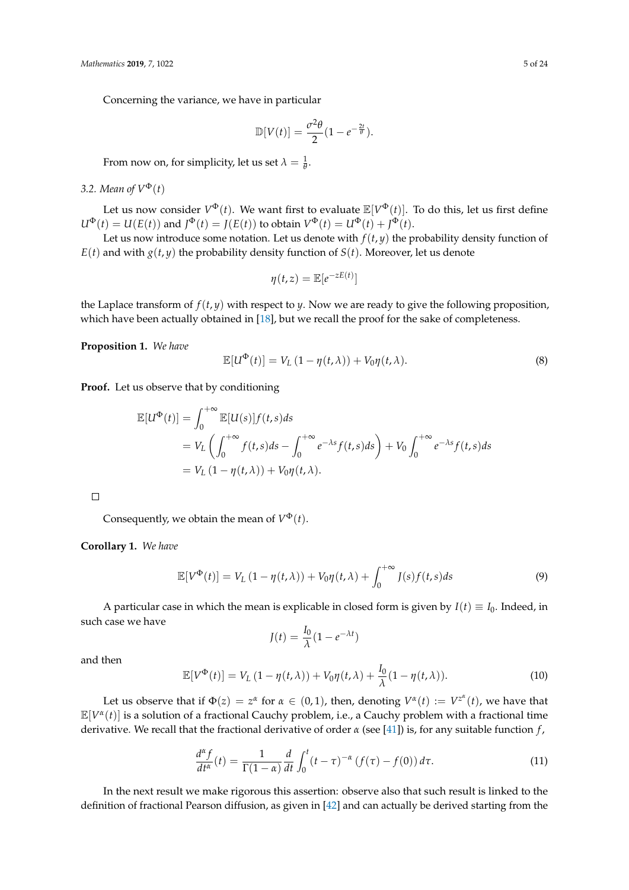Concerning the variance, we have in particular

$$\mathbb{D}[V(t)] = \frac{\sigma^2\theta}{2}(1 - e^{-\frac{2t}{\theta}}).$$

From now on, for simplicity, let us set $\lambda = \frac{1}{\theta}$.

### 3.2. Mean of $V^{\Phi}(t)$

Let us now consider $V^{\Phi}(t)$. We want first to evaluate $\mathbb{E}[V^{\Phi}(t)]$. To do this, let us first define $U^{\Phi}(t) = U(E(t))$ and $J^{\Phi}(t) = J(E(t))$ to obtain $V^{\Phi}(t) = U^{\Phi}(t) + J^{\Phi}(t)$.

Let us now introduce some notation. Let us denote with $f(t,y)$ the probability density function of $E(t)$ and with $g(t,y)$ the probability density function of $S(t)$. Moreover, let us denote

$$\eta(t,z) = \mathbb{E}[e^{-zE(t)}]$$

the Laplace transform of $f(t,y)$ with respect to $y$. Now we are ready to give the following proposition, which have been actually obtained in [18], but we recall the proof for the sake of completeness.

**Proposition 1.** *We have*

$$\mathbb{E}[U^{\Phi}(t)] = V_L\,(1 - \eta(t,\lambda)) + V_0\eta(t,\lambda). \tag{8}$$

**Proof.** Let us observe that by conditioning

$$\begin{aligned}
\mathbb{E}[U^{\Phi}(t)] &= \int_0^{+\infty} \mathbb{E}[U(s)]f(t,s)ds \\
&= V_L\left(\int_0^{+\infty} f(t,s)ds - \int_0^{+\infty} e^{-\lambda s}f(t,s)ds\right) + V_0\int_0^{+\infty} e^{-\lambda s}f(t,s)ds \\
&= V_L\,(1 - \eta(t,\lambda)) + V_0\eta(t,\lambda).
\end{aligned}$$

□

Consequently, we obtain the mean of $V^{\Phi}(t)$.

**Corollary 1.** *We have*

$$\mathbb{E}[V^{\Phi}(t)] = V_L\,(1 - \eta(t,\lambda)) + V_0\eta(t,\lambda) + \int_0^{+\infty} J(s)f(t,s)ds \tag{9}$$

A particular case in which the mean is explicable in closed form is given by $I(t) \equiv I_0$. Indeed, in such case we have

$$J(t) = \frac{I_0}{\lambda}(1 - e^{-\lambda t})$$

and then

$$\mathbb{E}[V^{\Phi}(t)] = V_L\,(1 - \eta(t,\lambda)) + V_0\eta(t,\lambda) + \frac{I_0}{\lambda}(1 - \eta(t,\lambda)). \tag{10}$$

Let us observe that if $\Phi(z) = z^{\alpha}$ for $\alpha \in (0,1)$, then, denoting $V^{\alpha}(t) := V^{z^{\alpha}}(t)$, we have that $\mathbb{E}[V^{\alpha}(t)]$ is a solution of a fractional Cauchy problem, i.e., a Cauchy problem with a fractional time derivative. We recall that the fractional derivative of order $\alpha$ (see [41]) is, for any suitable function $f$,

$$\frac{d^{\alpha}f}{dt^{\alpha}}(t) = \frac{1}{\Gamma(1-\alpha)}\frac{d}{dt}\int_0^t (t-\tau)^{-\alpha}\,(f(\tau) - f(0))\,d\tau. \tag{11}$$

In the next result we make rigorous this assertion: observe also that such result is linked to the definition of fractional Pearson diffusion, as given in [42] and can actually be derived starting from the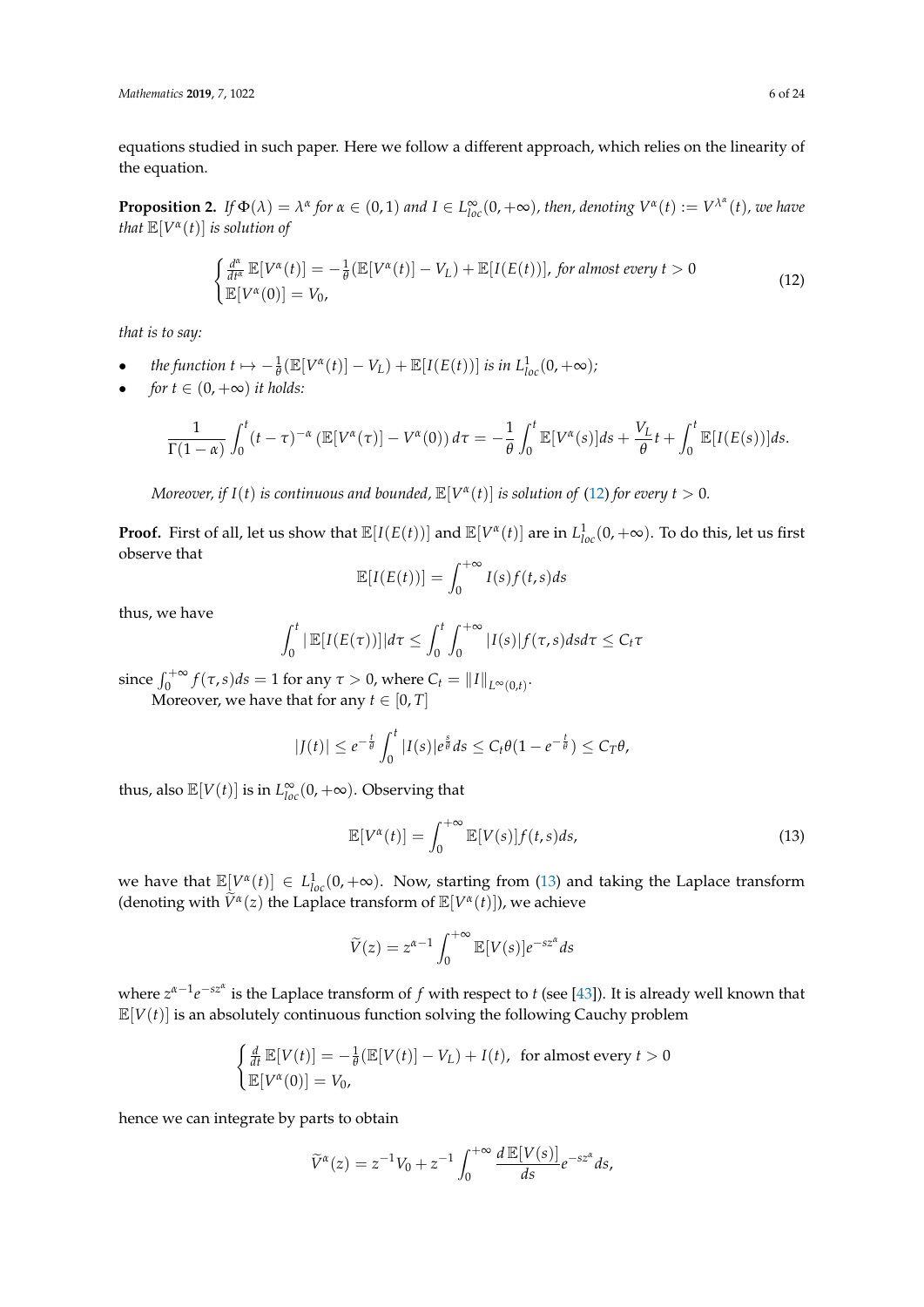equations studied in such paper. Here we follow a different approach, which relies on the linearity of the equation.

**Proposition 2.** *If $\Phi(\lambda) = \lambda^\alpha$ for $\alpha \in (0,1)$ and $I \in L^\infty_{loc}(0,+\infty)$, then, denoting $V^\alpha(t) := V^{\lambda^\alpha}(t)$, we have that $\mathbb{E}[V^\alpha(t)]$ is solution of*

$$
\begin{cases} \frac{d^\alpha}{dt^\alpha}\mathbb{E}[V^\alpha(t)] = -\frac{1}{\theta}(\mathbb{E}[V^\alpha(t)] - V_L) + \mathbb{E}[I(E(t))], \text{ for almost every } t > 0 \\ \mathbb{E}[V^\alpha(0)] = V_0, \end{cases} \tag{12}
$$

*that is to say:*

- *the function $t \mapsto -\frac{1}{\theta}(\mathbb{E}[V^\alpha(t)] - V_L) + \mathbb{E}[I(E(t))]$ is in $L^1_{loc}(0,+\infty)$;*
- *for $t \in (0,+\infty)$ it holds:*

$$
\frac{1}{\Gamma(1-\alpha)}\int_0^t (t-\tau)^{-\alpha}\left(\mathbb{E}[V^\alpha(\tau)] - V^\alpha(0)\right)d\tau = -\frac{1}{\theta}\int_0^t \mathbb{E}[V^\alpha(s)]ds + \frac{V_L}{\theta}t + \int_0^t \mathbb{E}[I(E(s))]ds.
$$

*Moreover, if $I(t)$ is continuous and bounded, $\mathbb{E}[V^\alpha(t)]$ is solution of (12) for every $t > 0$.*

**Proof.** First of all, let us show that $\mathbb{E}[I(E(t))]$ and $\mathbb{E}[V^\alpha(t)]$ are in $L^1_{loc}(0,+\infty)$. To do this, let us first observe that

$$
\mathbb{E}[I(E(t))] = \int_0^{+\infty} I(s) f(t,s) ds
$$

thus, we have

$$
\int_0^t |\mathbb{E}[I(E(\tau))]| d\tau \le \int_0^t \int_0^{+\infty} |I(s)| f(\tau,s) ds d\tau \le C_t \tau
$$

since $\int_0^{+\infty} f(\tau,s)ds = 1$ for any $\tau > 0$, where $C_t = \|I\|_{L^\infty(0,t)}$.

Moreover, we have that for any $t \in [0,T]$

$$
|J(t)| \le e^{-\frac{t}{\theta}}\int_0^t |I(s)| e^{\frac{s}{\theta}} ds \le C_t \theta (1 - e^{-\frac{t}{\theta}}) \le C_T \theta,
$$

thus, also $\mathbb{E}[V(t)]$ is in $L^\infty_{loc}(0,+\infty)$. Observing that

$$
\mathbb{E}[V^\alpha(t)] = \int_0^{+\infty} \mathbb{E}[V(s)] f(t,s) ds, \tag{13}
$$

we have that $\mathbb{E}[V^\alpha(t)] \in L^1_{loc}(0,+\infty)$. Now, starting from (13) and taking the Laplace transform (denoting with $\widetilde{V}^\alpha(z)$ the Laplace transform of $\mathbb{E}[V^\alpha(t)]$), we achieve

$$
\widetilde{V}(z) = z^{\alpha-1}\int_0^{+\infty} \mathbb{E}[V(s)] e^{-sz^\alpha} ds
$$

where $z^{\alpha-1}e^{-sz^\alpha}$ is the Laplace transform of $f$ with respect to $t$ (see [43]). It is already well known that $\mathbb{E}[V(t)]$ is an absolutely continuous function solving the following Cauchy problem

$$
\begin{cases} \frac{d}{dt}\mathbb{E}[V(t)] = -\frac{1}{\theta}(\mathbb{E}[V(t)] - V_L) + I(t), \text{ for almost every } t > 0 \\ \mathbb{E}[V^\alpha(0)] = V_0, \end{cases}
$$

hence we can integrate by parts to obtain

$$
\widetilde{V}^\alpha(z) = z^{-1}V_0 + z^{-1}\int_0^{+\infty} \frac{d\,\mathbb{E}[V(s)]}{ds} e^{-sz^\alpha} ds,
$$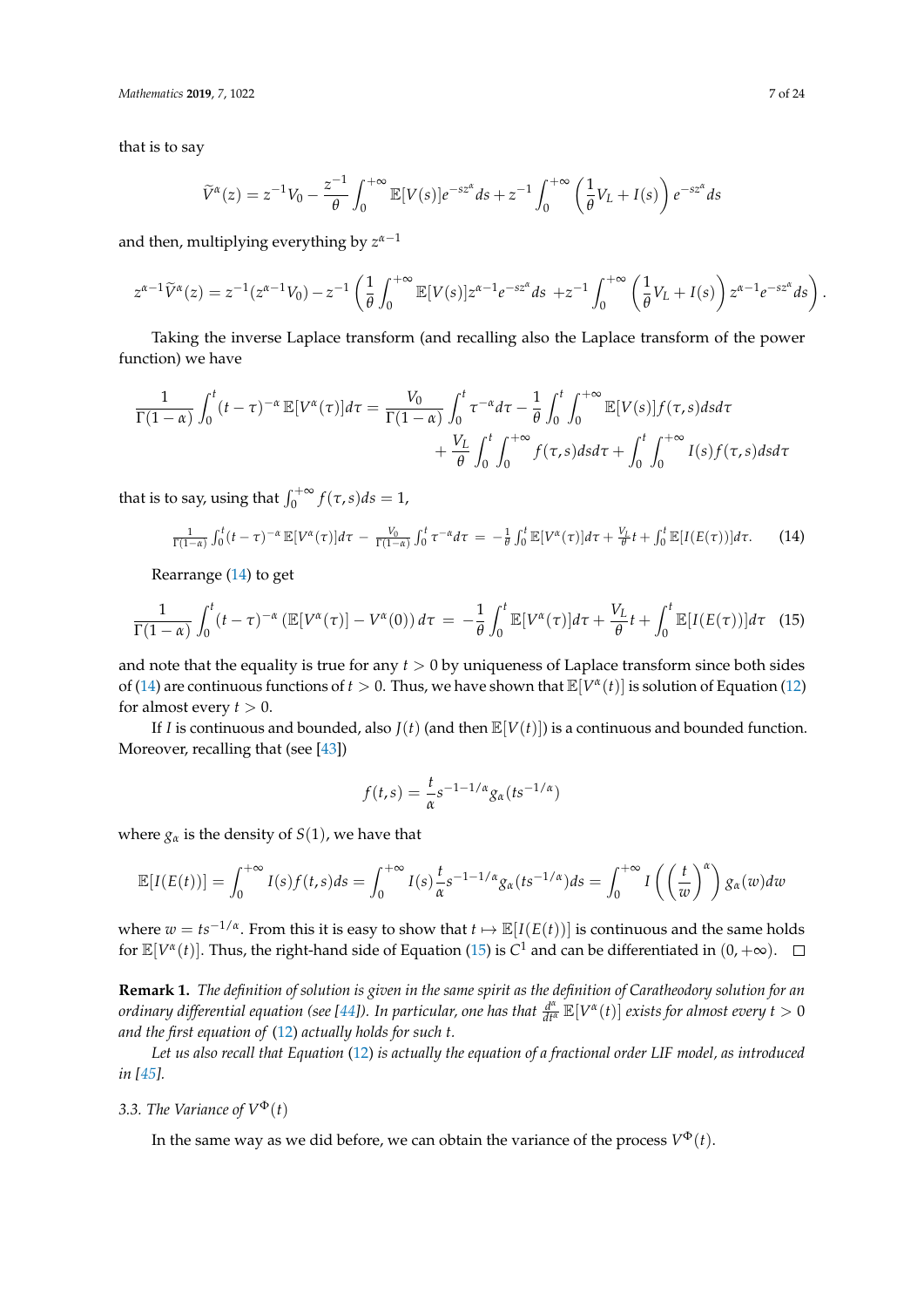that is to say

$$\widetilde{V}^{\alpha}(z) = z^{-1}V_0 - \frac{z^{-1}}{\theta}\int_0^{+\infty}\mathbb{E}[V(s)]e^{-sz^{\alpha}}ds + z^{-1}\int_0^{+\infty}\left(\frac{1}{\theta}V_L + I(s)\right)e^{-sz^{\alpha}}ds$$

and then, multiplying everything by $z^{\alpha-1}$

$$z^{\alpha-1}\widetilde{V}^{\alpha}(z) = z^{-1}(z^{\alpha-1}V_0) - z^{-1}\left(\frac{1}{\theta}\int_0^{+\infty}\mathbb{E}[V(s)]z^{\alpha-1}e^{-sz^{\alpha}}ds + z^{-1}\int_0^{+\infty}\left(\frac{1}{\theta}V_L + I(s)\right)z^{\alpha-1}e^{-sz^{\alpha}}ds\right).$$

Taking the inverse Laplace transform (and recalling also the Laplace transform of the power function) we have

$$\begin{aligned}\frac{1}{\Gamma(1-\alpha)}\int_0^t (t-\tau)^{-\alpha}\,\mathbb{E}[V^{\alpha}(\tau)]d\tau = \frac{V_0}{\Gamma(1-\alpha)}\int_0^t \tau^{-\alpha}d\tau - \frac{1}{\theta}\int_0^t\int_0^{+\infty}\mathbb{E}[V(s)]f(\tau,s)dsd\tau \\ + \frac{V_L}{\theta}\int_0^t\int_0^{+\infty}f(\tau,s)dsd\tau + \int_0^t\int_0^{+\infty}I(s)f(\tau,s)dsd\tau\end{aligned}$$

that is to say, using that $\int_0^{+\infty}f(\tau,s)ds = 1$,

$$\frac{1}{\Gamma(1-\alpha)}\int_0^t (t-\tau)^{-\alpha}\,\mathbb{E}[V^{\alpha}(\tau)]d\tau - \frac{V_0}{\Gamma(1-\alpha)}\int_0^t \tau^{-\alpha}d\tau = -\frac{1}{\theta}\int_0^t \mathbb{E}[V^{\alpha}(\tau)]d\tau + \frac{V_L}{\theta}t + \int_0^t \mathbb{E}[I(E(\tau))]d\tau. \quad (14)$$

Rearrange (14) to get

$$\frac{1}{\Gamma(1-\alpha)}\int_0^t (t-\tau)^{-\alpha}\left(\mathbb{E}[V^{\alpha}(\tau)] - V^{\alpha}(0)\right)d\tau = -\frac{1}{\theta}\int_0^t \mathbb{E}[V^{\alpha}(\tau)]d\tau + \frac{V_L}{\theta}t + \int_0^t \mathbb{E}[I(E(\tau))]d\tau \quad (15)$$

and note that the equality is true for any $t > 0$ by uniqueness of Laplace transform since both sides of (14) are continuous functions of $t > 0$. Thus, we have shown that $\mathbb{E}[V^{\alpha}(t)]$ is solution of Equation (12) for almost every $t > 0$.

If $I$ is continuous and bounded, also $J(t)$ (and then $\mathbb{E}[V(t)]$) is a continuous and bounded function. Moreover, recalling that (see [43])

$$f(t,s) = \frac{t}{\alpha}s^{-1-1/\alpha}g_{\alpha}(ts^{-1/\alpha})$$

where $g_{\alpha}$ is the density of $S(1)$, we have that

$$\mathbb{E}[I(E(t))] = \int_0^{+\infty}I(s)f(t,s)ds = \int_0^{+\infty}I(s)\frac{t}{\alpha}s^{-1-1/\alpha}g_{\alpha}(ts^{-1/\alpha})ds = \int_0^{+\infty}I\left(\left(\frac{t}{w}\right)^{\alpha}\right)g_{\alpha}(w)dw$$

where $w = ts^{-1/\alpha}$. From this it is easy to show that $t \mapsto \mathbb{E}[I(E(t))]$ is continuous and the same holds for $\mathbb{E}[V^{\alpha}(t)]$. Thus, the right-hand side of Equation (15) is $C^1$ and can be differentiated in $(0, +\infty)$. $\square$

**Remark 1.** *The definition of solution is given in the same spirit as the definition of Caratheodory solution for an ordinary differential equation (see [44]). In particular, one has that* $\frac{d^{\alpha}}{dt^{\alpha}}\mathbb{E}[V^{\alpha}(t)]$ *exists for almost every* $t > 0$ *and the first equation of* (12) *actually holds for such* $t$.

*Let us also recall that Equation* (12) *is actually the equation of a fractional order LIF model, as introduced in [45].*

### 3.3. The Variance of $V^{\Phi}(t)$

In the same way as we did before, we can obtain the variance of the process $V^{\Phi}(t)$.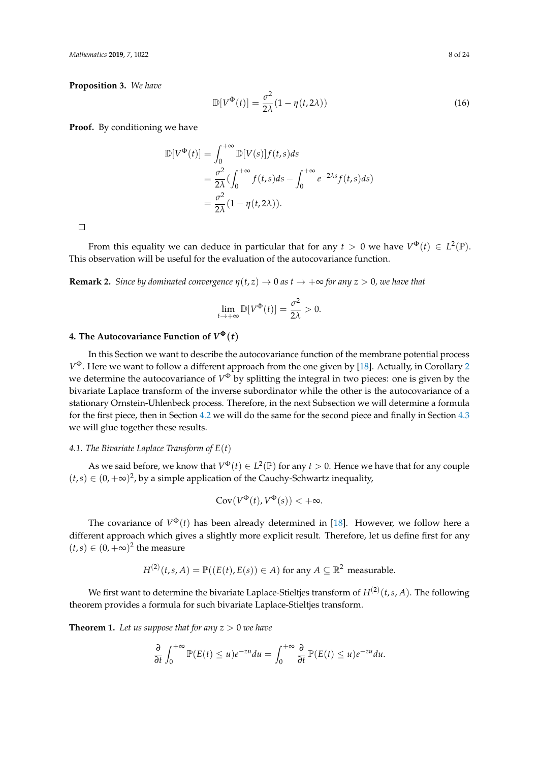**Proposition 3.** *We have*

$$\mathbb{D}[V^{\Phi}(t)] = \frac{\sigma^2}{2\lambda}(1 - \eta(t, 2\lambda)) \tag{16}$$

**Proof.** By conditioning we have

$$\begin{aligned}
\mathbb{D}[V^{\Phi}(t)] &= \int_0^{+\infty} \mathbb{D}[V(s)] f(t,s) ds \\
&= \frac{\sigma^2}{2\lambda}\left(\int_0^{+\infty} f(t,s) ds - \int_0^{+\infty} e^{-2\lambda s} f(t,s) ds\right) \\
&= \frac{\sigma^2}{2\lambda}(1 - \eta(t, 2\lambda)).
\end{aligned}$$

□

From this equality we can deduce in particular that for any $t > 0$ we have $V^{\Phi}(t) \in L^2(\mathbb{P})$. This observation will be useful for the evaluation of the autocovariance function.

**Remark 2.** *Since by dominated convergence $\eta(t,z) \to 0$ as $t \to +\infty$ for any $z > 0$, we have that*

$$\lim_{t \to +\infty} \mathbb{D}[V^{\Phi}(t)] = \frac{\sigma^2}{2\lambda} > 0.$$

## 4. The Autocovariance Function of $V^{\Phi}(t)$

In this Section we want to describe the autocovariance function of the membrane potential process $V^{\Phi}$. Here we want to follow a different approach from the one given by [18]. Actually, in Corollary 2 we determine the autocovariance of $V^{\Phi}$ by splitting the integral in two pieces: one is given by the bivariate Laplace transform of the inverse subordinator while the other is the autocovariance of a stationary Ornstein-Uhlenbeck process. Therefore, in the next Subsection we will determine a formula for the first piece, then in Section 4.2 we will do the same for the second piece and finally in Section 4.3 we will glue together these results.

### *4.1. The Bivariate Laplace Transform of $E(t)$*

As we said before, we know that $V^{\Phi}(t) \in L^2(\mathbb{P})$ for any $t > 0$. Hence we have that for any couple $(t,s) \in (0,+\infty)^2$, by a simple application of the Cauchy-Schwartz inequality,

$$\text{Cov}(V^{\Phi}(t), V^{\Phi}(s)) < +\infty.$$

The covariance of $V^{\Phi}(t)$ has been already determined in [18]. However, we follow here a different approach which gives a slightly more explicit result. Therefore, let us define first for any $(t,s) \in (0,+\infty)^2$ the measure

$$H^{(2)}(t,s,A) = \mathbb{P}((E(t), E(s)) \in A) \text{ for any } A \subseteq \mathbb{R}^2 \text{ measurable.}$$

We first want to determine the bivariate Laplace-Stieltjes transform of $H^{(2)}(t,s,A)$. The following theorem provides a formula for such bivariate Laplace-Stieltjes transform.

**Theorem 1.** *Let us suppose that for any $z > 0$ we have*

$$\frac{\partial}{\partial t}\int_0^{+\infty} \mathbb{P}(E(t) \le u) e^{-zu} du = \int_0^{+\infty} \frac{\partial}{\partial t}\mathbb{P}(E(t) \le u) e^{-zu} du.$$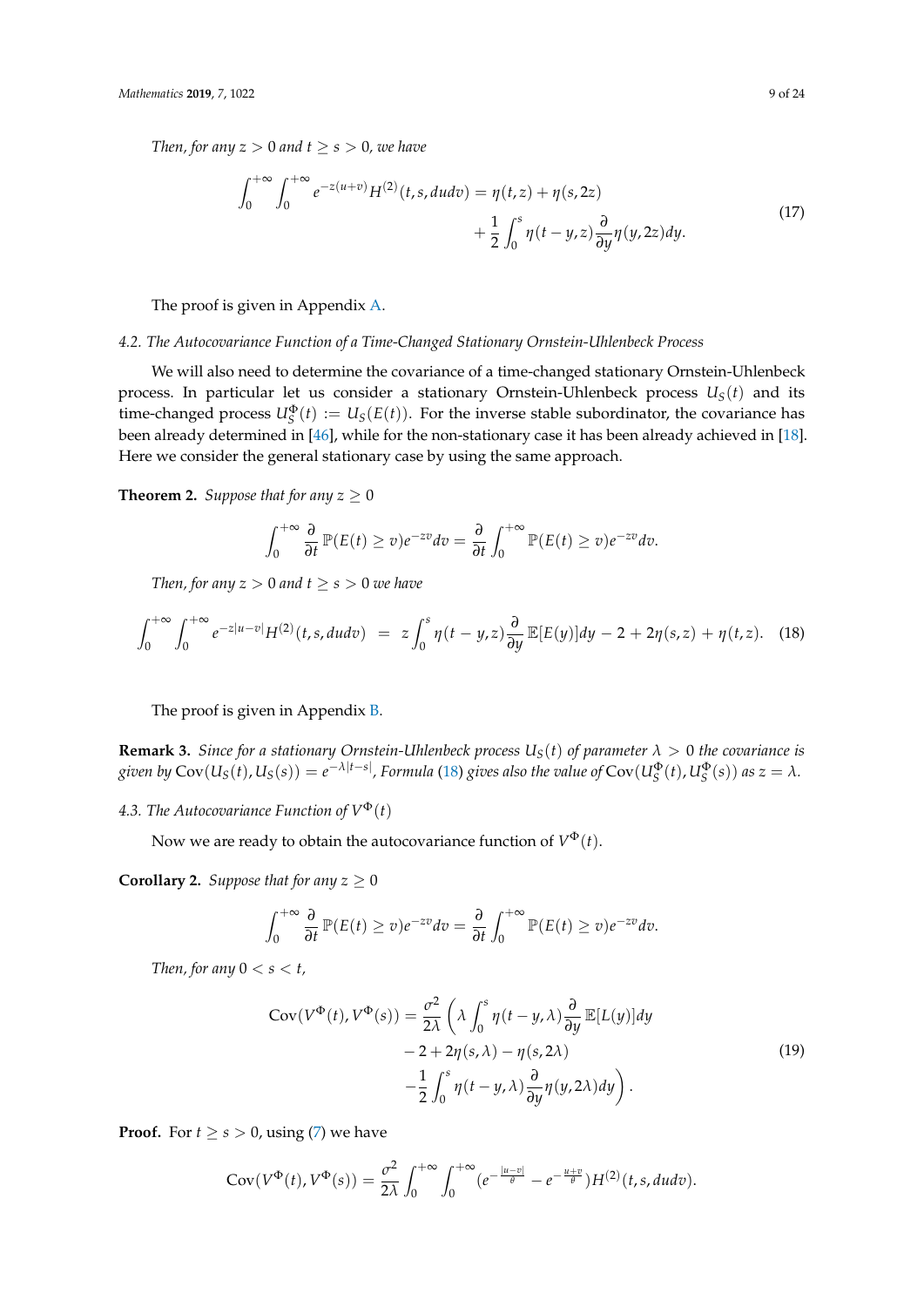*Then, for any $z > 0$ and $t \geq s > 0$, we have*

$$\int_0^{+\infty}\int_0^{+\infty} e^{-z(u+v)} H^{(2)}(t,s,dudv) = \eta(t,z) + \eta(s,2z) + \frac{1}{2}\int_0^s \eta(t-y,z)\frac{\partial}{\partial y}\eta(y,2z)dy. \tag{17}$$

The proof is given in Appendix A.

### 4.2. The Autocovariance Function of a Time-Changed Stationary Ornstein-Uhlenbeck Process

We will also need to determine the covariance of a time-changed stationary Ornstein-Uhlenbeck process. In particular let us consider a stationary Ornstein-Uhlenbeck process $U_S(t)$ and its time-changed process $U_S^{\Phi}(t) := U_S(E(t))$. For the inverse stable subordinator, the covariance has been already determined in [46], while for the non-stationary case it has been already achieved in [18]. Here we consider the general stationary case by using the same approach.

**Theorem 2.** *Suppose that for any $z \geq 0$*

$$\int_0^{+\infty} \frac{\partial}{\partial t}\mathbb{P}(E(t) \geq v)e^{-zv}dv = \frac{\partial}{\partial t}\int_0^{+\infty}\mathbb{P}(E(t) \geq v)e^{-zv}dv.$$

*Then, for any $z > 0$ and $t \geq s > 0$ we have*

$$\int_0^{+\infty}\int_0^{+\infty} e^{-z|u-v|}H^{(2)}(t,s,dudv) = z\int_0^s \eta(t-y,z)\frac{\partial}{\partial y}\mathbb{E}[E(y)]dy - 2 + 2\eta(s,z) + \eta(t,z). \tag{18}$$

The proof is given in Appendix B.

**Remark 3.** *Since for a stationary Ornstein-Uhlenbeck process $U_S(t)$ of parameter $\lambda > 0$ the covariance is given by $\mathrm{Cov}(U_S(t), U_S(s)) = e^{-\lambda|t-s|}$, Formula (18) gives also the value of $\mathrm{Cov}(U_S^{\Phi}(t), U_S^{\Phi}(s))$ as $z = \lambda$.*

### 4.3. The Autocovariance Function of $V^{\Phi}(t)$

Now we are ready to obtain the autocovariance function of $V^{\Phi}(t)$.

**Corollary 2.** *Suppose that for any $z \geq 0$*

$$\int_0^{+\infty} \frac{\partial}{\partial t}\mathbb{P}(E(t) \geq v)e^{-zv}dv = \frac{\partial}{\partial t}\int_0^{+\infty}\mathbb{P}(E(t) \geq v)e^{-zv}dv.$$

*Then, for any $0 < s < t$,*

$$\mathrm{Cov}(V^{\Phi}(t), V^{\Phi}(s)) = \frac{\sigma^2}{2\lambda}\left(\lambda\int_0^s \eta(t-y,\lambda)\frac{\partial}{\partial y}\mathbb{E}[L(y)]dy - 2 + 2\eta(s,\lambda) - \eta(s,2\lambda) - \frac{1}{2}\int_0^s \eta(t-y,\lambda)\frac{\partial}{\partial y}\eta(y,2\lambda)dy\right). \tag{19}$$

**Proof.** For $t \geq s > 0$, using (7) we have

$$\mathrm{Cov}(V^{\Phi}(t), V^{\Phi}(s)) = \frac{\sigma^2}{2\lambda}\int_0^{+\infty}\int_0^{+\infty}(e^{-\frac{|u-v|}{\theta}} - e^{-\frac{u+v}{\theta}})H^{(2)}(t,s,dudv).$$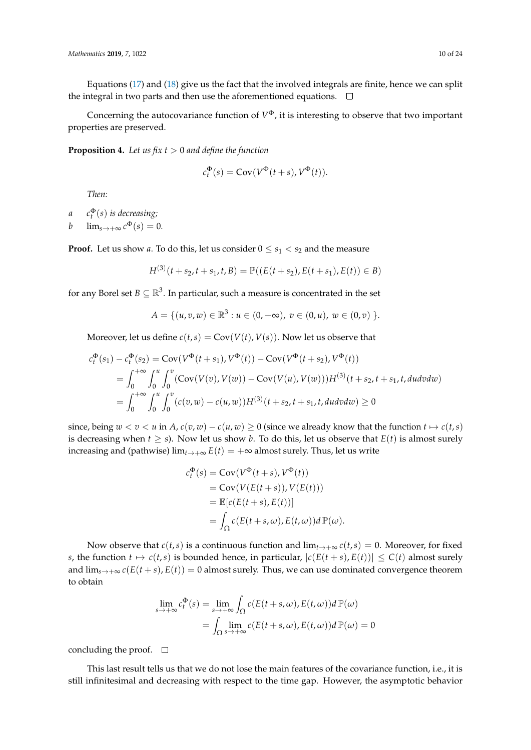Equations (17) and (18) give us the fact that the involved integrals are finite, hence we can split the integral in two parts and then use the aforementioned equations. □

Concerning the autocovariance function of $V^{\Phi}$, it is interesting to observe that two important properties are preserved.

**Proposition 4.** *Let us fix $t > 0$ and define the function*

$$c_t^{\Phi}(s) = \mathrm{Cov}(V^{\Phi}(t+s), V^{\Phi}(t)).$$

*Then:*

*a* $\quad c_t^{\Phi}(s)$ *is decreasing;*

*b* $\quad \lim_{s\to+\infty} c^{\Phi}(s) = 0.$

**Proof.** Let us show *a*. To do this, let us consider $0 \le s_1 < s_2$ and the measure

$$H^{(3)}(t+s_2, t+s_1, t, B) = \mathbb{P}((E(t+s_2), E(t+s_1), E(t)) \in B)$$

for any Borel set $B \subseteq \mathbb{R}^3$. In particular, such a measure is concentrated in the set

$$A = \{(u, v, w) \in \mathbb{R}^3 : u \in (0, +\infty),\ v \in (0, u),\ w \in (0, v)\ \}.$$

Moreover, let us define $c(t,s) = \mathrm{Cov}(V(t), V(s))$. Now let us observe that

$$\begin{aligned}
c_t^{\Phi}(s_1) - c_t^{\Phi}(s_2) &= \mathrm{Cov}(V^{\Phi}(t+s_1), V^{\Phi}(t)) - \mathrm{Cov}(V^{\Phi}(t+s_2), V^{\Phi}(t)) \\
&= \int_0^{+\infty}\int_0^u\int_0^v (\mathrm{Cov}(V(v), V(w)) - \mathrm{Cov}(V(u), V(w)))H^{(3)}(t+s_2, t+s_1, t, dudvdw) \\
&= \int_0^{+\infty}\int_0^u\int_0^v (c(v,w) - c(u,w))H^{(3)}(t+s_2, t+s_1, t, dudvdw) \ge 0
\end{aligned}$$

since, being $w < v < u$ in $A$, $c(v,w) - c(u,w) \ge 0$ (since we already know that the function $t \mapsto c(t,s)$ is decreasing when $t \ge s$). Now let us show *b*. To do this, let us observe that $E(t)$ is almost surely increasing and (pathwise) $\lim_{t\to+\infty} E(t) = +\infty$ almost surely. Thus, let us write

$$\begin{aligned}
c_t^{\Phi}(s) &= \mathrm{Cov}(V^{\Phi}(t+s), V^{\Phi}(t)) \\
&= \mathrm{Cov}(V(E(t+s)), V(E(t))) \\
&= \mathbb{E}[c(E(t+s), E(t))] \\
&= \int_{\Omega} c(E(t+s,\omega), E(t,\omega))d\,\mathbb{P}(\omega).
\end{aligned}$$

Now observe that $c(t,s)$ is a continuous function and $\lim_{t\to+\infty} c(t,s) = 0$. Moreover, for fixed $s$, the function $t \mapsto c(t,s)$ is bounded hence, in particular, $|c(E(t+s), E(t))| \le C(t)$ almost surely and $\lim_{s\to+\infty} c(E(t+s), E(t)) = 0$ almost surely. Thus, we can use dominated convergence theorem to obtain

$$\begin{aligned}
\lim_{s\to+\infty} c_t^{\Phi}(s) &= \lim_{s\to+\infty}\int_{\Omega} c(E(t+s,\omega), E(t,\omega))d\,\mathbb{P}(\omega) \\
&= \int_{\Omega}\lim_{s\to+\infty} c(E(t+s,\omega), E(t,\omega))d\,\mathbb{P}(\omega) = 0
\end{aligned}$$

concluding the proof. □

This last result tells us that we do not lose the main features of the covariance function, i.e., it is still infinitesimal and decreasing with respect to the time gap. However, the asymptotic behavior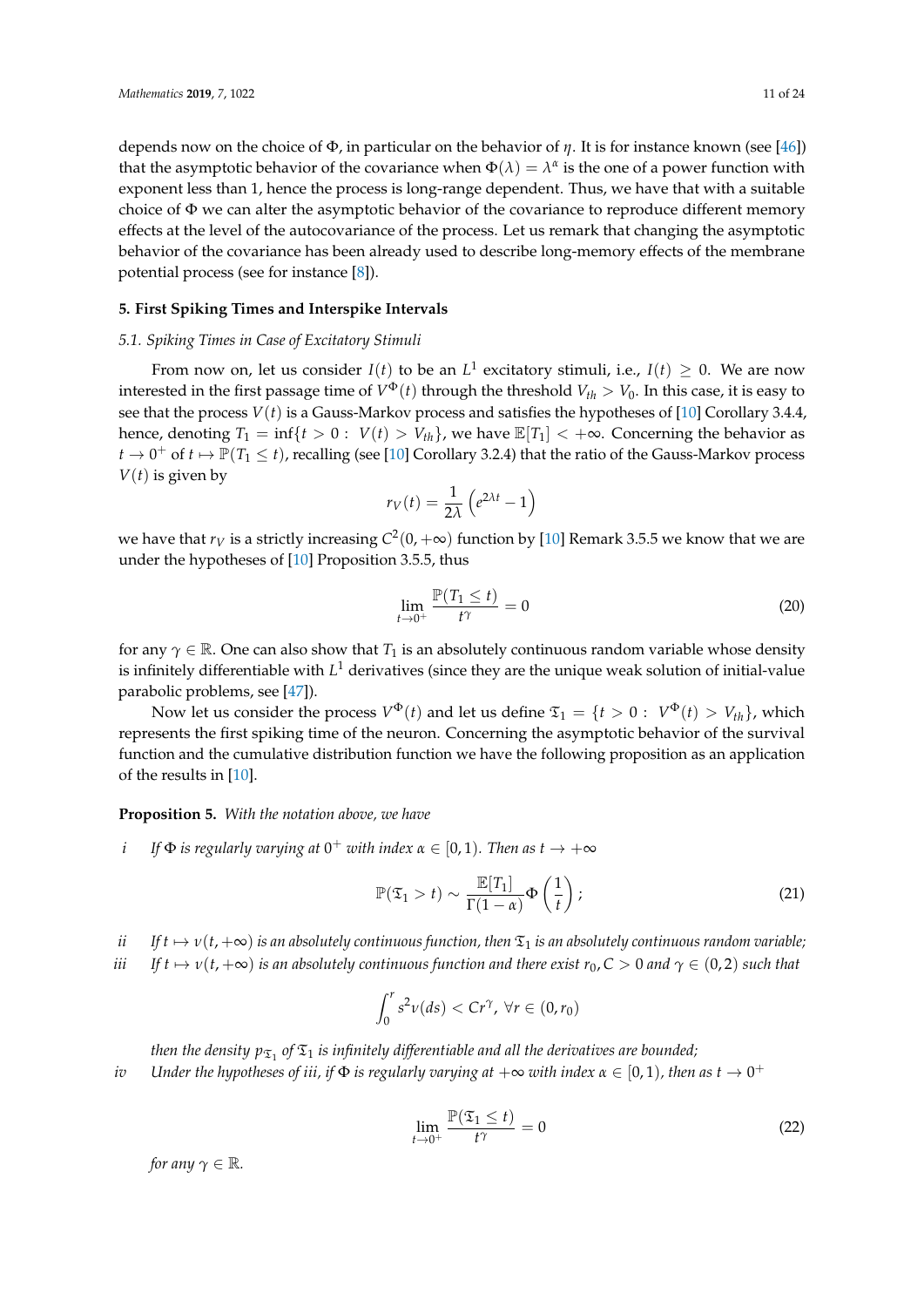depends now on the choice of $\Phi$, in particular on the behavior of $\eta$. It is for instance known (see [46]) that the asymptotic behavior of the covariance when $\Phi(\lambda) = \lambda^\alpha$ is the one of a power function with exponent less than 1, hence the process is long-range dependent. Thus, we have that with a suitable choice of $\Phi$ we can alter the asymptotic behavior of the covariance to reproduce different memory effects at the level of the autocovariance of the process. Let us remark that changing the asymptotic behavior of the covariance has been already used to describe long-memory effects of the membrane potential process (see for instance [8]).

## 5. First Spiking Times and Interspike Intervals

### 5.1. Spiking Times in Case of Excitatory Stimuli

From now on, let us consider $I(t)$ to be an $L^1$ excitatory stimuli, i.e., $I(t) \geq 0$. We are now interested in the first passage time of $V^\Phi(t)$ through the threshold $V_{th} > V_0$. In this case, it is easy to see that the process $V(t)$ is a Gauss-Markov process and satisfies the hypotheses of [10] Corollary 3.4.4, hence, denoting $T_1 = \inf\{t > 0 : \; V(t) > V_{th}\}$, we have $\mathbb{E}[T_1] < +\infty$. Concerning the behavior as $t \to 0^+$ of $t \mapsto \mathbb{P}(T_1 \leq t)$, recalling (see [10] Corollary 3.2.4) that the ratio of the Gauss-Markov process $V(t)$ is given by

$$r_V(t) = \frac{1}{2\lambda}\left(e^{2\lambda t} - 1\right)$$

we have that $r_V$ is a strictly increasing $C^2(0, +\infty)$ function by [10] Remark 3.5.5 we know that we are under the hypotheses of [10] Proposition 3.5.5, thus

$$\lim_{t \to 0^+} \frac{\mathbb{P}(T_1 \leq t)}{t^\gamma} = 0 \tag{20}$$

for any $\gamma \in \mathbb{R}$. One can also show that $T_1$ is an absolutely continuous random variable whose density is infinitely differentiable with $L^1$ derivatives (since they are the unique weak solution of initial-value parabolic problems, see [47]).

Now let us consider the process $V^\Phi(t)$ and let us define $\mathfrak{T}_1 = \{t > 0 : \; V^\Phi(t) > V_{th}\}$, which represents the first spiking time of the neuron. Concerning the asymptotic behavior of the survival function and the cumulative distribution function we have the following proposition as an application of the results in [10].

**Proposition 5.** *With the notation above, we have*

*i* *If $\Phi$ is regularly varying at $0^+$ with index $\alpha \in [0, 1)$. Then as $t \to +\infty$*

$$\mathbb{P}(\mathfrak{T}_1 > t) \sim \frac{\mathbb{E}[T_1]}{\Gamma(1-\alpha)}\Phi\left(\frac{1}{t}\right); \tag{21}$$

*ii* *If $t \mapsto \nu(t, +\infty)$ is an absolutely continuous function, then $\mathfrak{T}_1$ is an absolutely continuous random variable;*

*iii* *If $t \mapsto \nu(t, +\infty)$ is an absolutely continuous function and there exist $r_0, C > 0$ and $\gamma \in (0, 2)$ such that*

$$\int_0^r s^2 \nu(ds) < C r^\gamma, \; \forall r \in (0, r_0)$$

*then the density $p_{\mathfrak{T}_1}$ of $\mathfrak{T}_1$ is infinitely differentiable and all the derivatives are bounded;*

*iv* *Under the hypotheses of iii, if $\Phi$ is regularly varying at $+\infty$ with index $\alpha \in [0, 1)$, then as $t \to 0^+$*

$$\lim_{t \to 0^+} \frac{\mathbb{P}(\mathfrak{T}_1 \leq t)}{t^\gamma} = 0 \tag{22}$$

*for any $\gamma \in \mathbb{R}$.*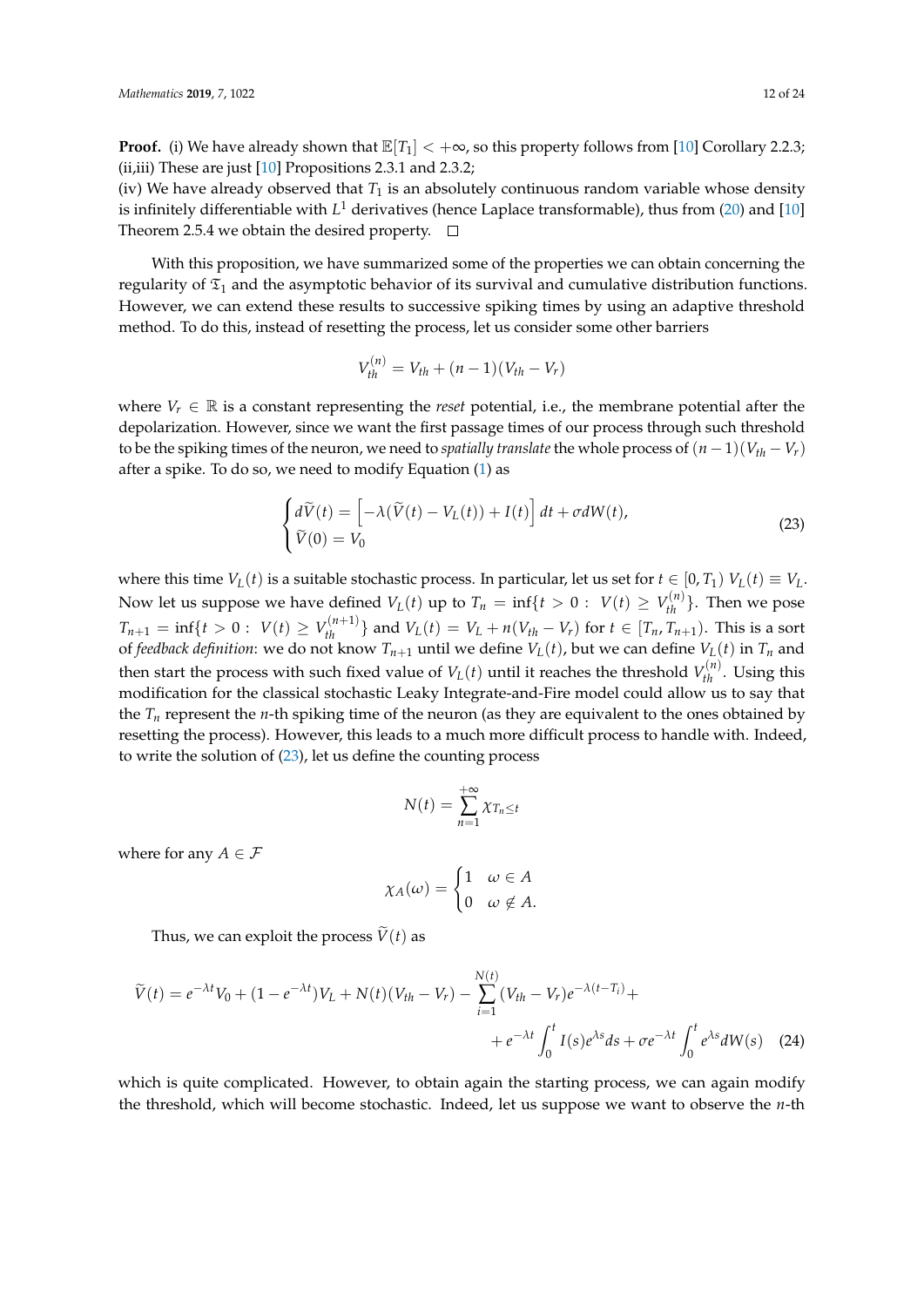**Proof.** (i) We have already shown that $\mathbb{E}[T_1] < +\infty$, so this property follows from [10] Corollary 2.2.3; (ii,iii) These are just [10] Propositions 2.3.1 and 2.3.2;

(iv) We have already observed that $T_1$ is an absolutely continuous random variable whose density is infinitely differentiable with $L^1$ derivatives (hence Laplace transformable), thus from (20) and [10] Theorem 2.5.4 we obtain the desired property. □

With this proposition, we have summarized some of the properties we can obtain concerning the regularity of $\mathfrak{T}_1$ and the asymptotic behavior of its survival and cumulative distribution functions. However, we can extend these results to successive spiking times by using an adaptive threshold method. To do this, instead of resetting the process, let us consider some other barriers

$$V_{th}^{(n)} = V_{th} + (n-1)(V_{th} - V_r)$$

where $V_r \in \mathbb{R}$ is a constant representing the *reset* potential, i.e., the membrane potential after the depolarization. However, since we want the first passage times of our process through such threshold to be the spiking times of the neuron, we need to *spatially translate* the whole process of $(n-1)(V_{th} - V_r)$ after a spike. To do so, we need to modify Equation (1) as

$$\begin{cases} d\widetilde{V}(t) = \left[-\lambda(\widetilde{V}(t) - V_L(t)) + I(t)\right]dt + \sigma dW(t), \\ \widetilde{V}(0) = V_0 \end{cases} \tag{23}$$

where this time $V_L(t)$ is a suitable stochastic process. In particular, let us set for $t \in [0, T_1)$ $V_L(t) \equiv V_L$. Now let us suppose we have defined $V_L(t)$ up to $T_n = \inf\{t > 0 : \; V(t) \geq V_{th}^{(n)}\}$. Then we pose $T_{n+1} = \inf\{t > 0 : \; V(t) \geq V_{th}^{(n+1)}\}$ and $V_L(t) = V_L + n(V_{th} - V_r)$ for $t \in [T_n, T_{n+1})$. This is a sort of *feedback definition*: we do not know $T_{n+1}$ until we define $V_L(t)$, but we can define $V_L(t)$ in $T_n$ and then start the process with such fixed value of $V_L(t)$ until it reaches the threshold $V_{th}^{(n)}$. Using this modification for the classical stochastic Leaky Integrate-and-Fire model could allow us to say that the $T_n$ represent the $n$-th spiking time of the neuron (as they are equivalent to the ones obtained by resetting the process). However, this leads to a much more difficult process to handle with. Indeed, to write the solution of (23), let us define the counting process

$$N(t) = \sum_{n=1}^{+\infty} \chi_{T_n \leq t}$$

where for any $A \in \mathcal{F}$

$$\chi_A(\omega) = \begin{cases} 1 & \omega \in A \\ 0 & \omega \notin A. \end{cases}$$

Thus, we can exploit the process $\widetilde{V}(t)$ as

$$\widetilde{V}(t) = e^{-\lambda t}V_0 + (1 - e^{-\lambda t})V_L + N(t)(V_{th} - V_r) - \sum_{i=1}^{N(t)} (V_{th} - V_r)e^{-\lambda(t - T_i)} + \\ + e^{-\lambda t}\int_0^t I(s)e^{\lambda s}ds + \sigma e^{-\lambda t}\int_0^t e^{\lambda s}dW(s) \tag{24}$$

which is quite complicated. However, to obtain again the starting process, we can again modify the threshold, which will become stochastic. Indeed, let us suppose we want to observe the $n$-th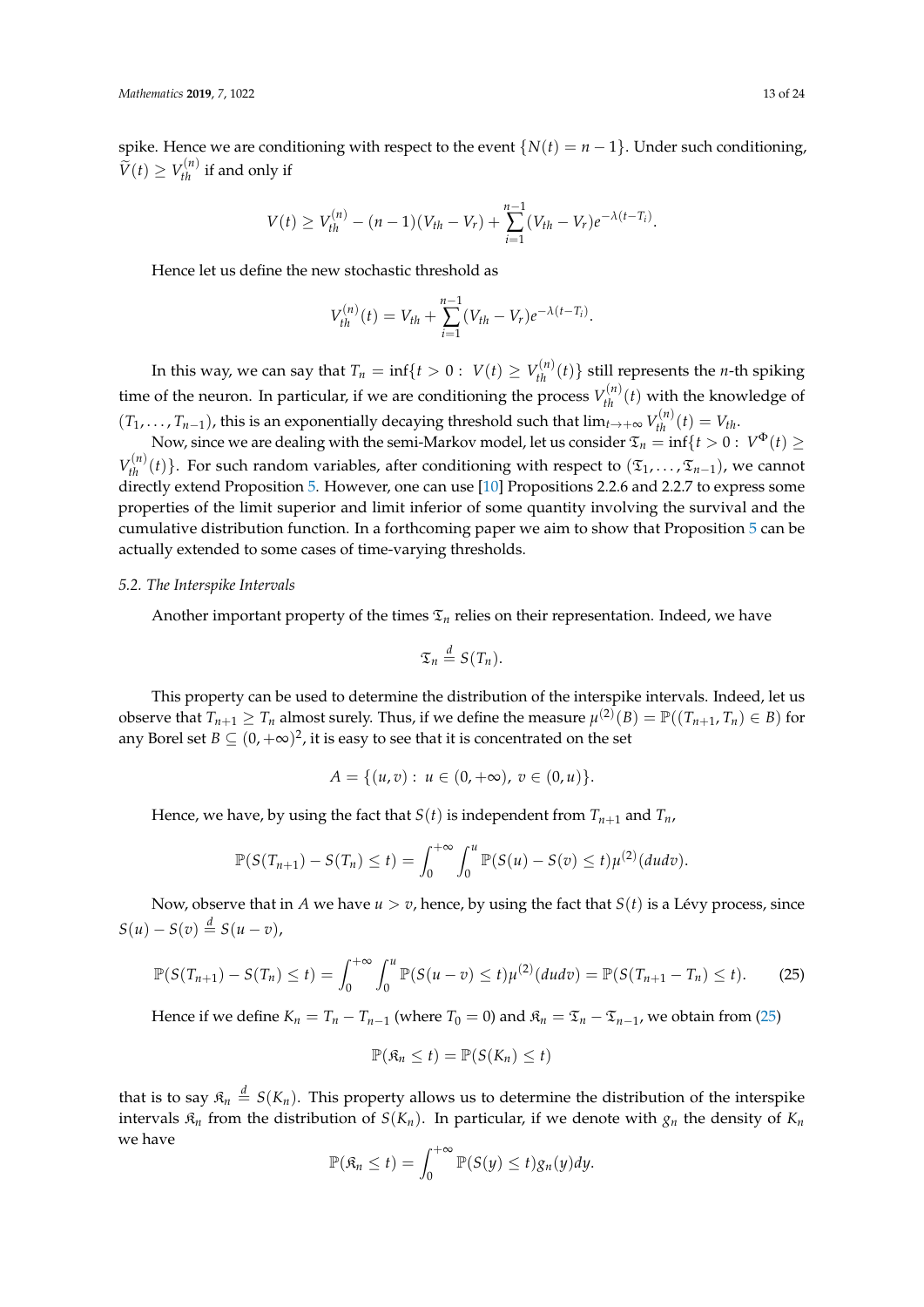spike. Hence we are conditioning with respect to the event $\{N(t) = n-1\}$. Under such conditioning, $\widetilde{V}(t) \geq V_{th}^{(n)}$ if and only if

$$V(t) \geq V_{th}^{(n)} - (n-1)(V_{th} - V_r) + \sum_{i=1}^{n-1}(V_{th} - V_r)e^{-\lambda(t-T_i)}.$$

Hence let us define the new stochastic threshold as

$$V_{th}^{(n)}(t) = V_{th} + \sum_{i=1}^{n-1}(V_{th} - V_r)e^{-\lambda(t-T_i)}.$$

In this way, we can say that $T_n = \inf\{t > 0 : \ V(t) \geq V_{th}^{(n)}(t)\}$ still represents the $n$-th spiking time of the neuron. In particular, if we are conditioning the process $V_{th}^{(n)}(t)$ with the knowledge of $(T_1, \dots, T_{n-1})$, this is an exponentially decaying threshold such that $\lim_{t \to +\infty} V_{th}^{(n)}(t) = V_{th}$.

Now, since we are dealing with the semi-Markov model, let us consider $\mathfrak{T}_n = \inf\{t > 0 : \ V^{\Phi}(t) \geq V_{th}^{(n)}(t)\}$. For such random variables, after conditioning with respect to $(\mathfrak{T}_1, \dots, \mathfrak{T}_{n-1})$, we cannot directly extend Proposition 5. However, one can use [10] Propositions 2.2.6 and 2.2.7 to express some properties of the limit superior and limit inferior of some quantity involving the survival and the cumulative distribution function. In a forthcoming paper we aim to show that Proposition 5 can be actually extended to some cases of time-varying thresholds.

### 5.2. The Interspike Intervals

Another important property of the times $\mathfrak{T}_n$ relies on their representation. Indeed, we have

$$\mathfrak{T}_n \stackrel{d}{=} S(T_n).$$

This property can be used to determine the distribution of the interspike intervals. Indeed, let us observe that $T_{n+1} \geq T_n$ almost surely. Thus, if we define the measure $\mu^{(2)}(B) = \mathbb{P}((T_{n+1}, T_n) \in B)$ for any Borel set $B \subseteq (0, +\infty)^2$, it is easy to see that it is concentrated on the set

$$A = \{(u, v) : \ u \in (0, +\infty), \ v \in (0, u)\}.$$

Hence, we have, by using the fact that $S(t)$ is independent from $T_{n+1}$ and $T_n$,

$$\mathbb{P}(S(T_{n+1}) - S(T_n) \leq t) = \int_0^{+\infty} \int_0^u \mathbb{P}(S(u) - S(v) \leq t)\mu^{(2)}(dudv).$$

Now, observe that in $A$ we have $u > v$, hence, by using the fact that $S(t)$ is a Lévy process, since $S(u) - S(v) \stackrel{d}{=} S(u-v)$,

$$\mathbb{P}(S(T_{n+1}) - S(T_n) \leq t) = \int_0^{+\infty} \int_0^u \mathbb{P}(S(u-v) \leq t)\mu^{(2)}(dudv) = \mathbb{P}(S(T_{n+1} - T_n) \leq t). \tag{25}$$

Hence if we define $K_n = T_n - T_{n-1}$ (where $T_0 = 0$) and $\mathfrak{K}_n = \mathfrak{T}_n - \mathfrak{T}_{n-1}$, we obtain from (25)

$$\mathbb{P}(\mathfrak{K}_n \leq t) = \mathbb{P}(S(K_n) \leq t)$$

that is to say $\mathfrak{K}_n \stackrel{d}{=} S(K_n)$. This property allows us to determine the distribution of the interspike intervals $\mathfrak{K}_n$ from the distribution of $S(K_n)$. In particular, if we denote with $g_n$ the density of $K_n$ we have

$$\mathbb{P}(\mathfrak{K}_n \leq t) = \int_0^{+\infty} \mathbb{P}(S(y) \leq t)g_n(y)dy.$$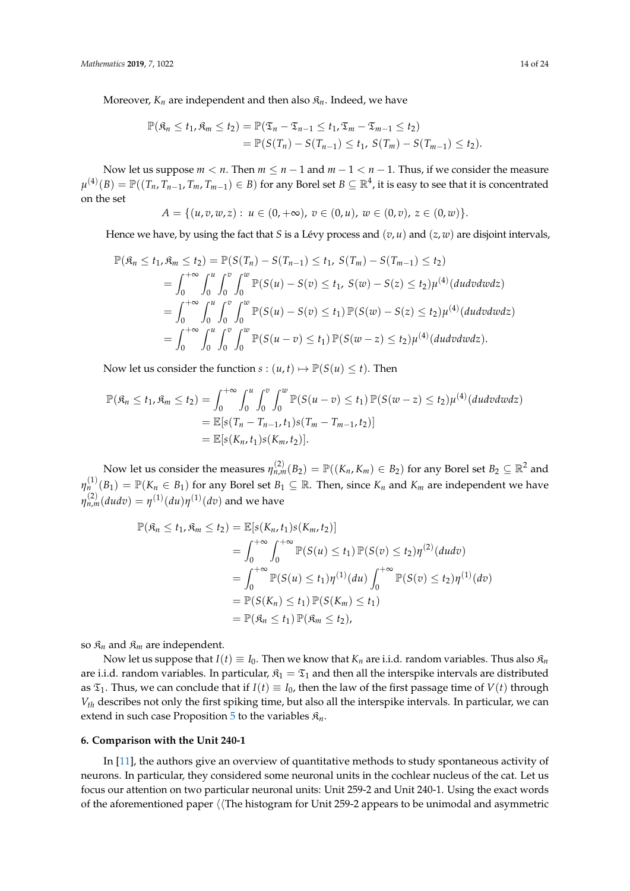Moreover, $K_n$ are independent and then also $\mathfrak{K}_n$. Indeed, we have

$$
\begin{aligned}
\mathbb{P}(\mathfrak{K}_n \le t_1, \mathfrak{K}_m \le t_2) &= \mathbb{P}(\mathfrak{T}_n - \mathfrak{T}_{n-1} \le t_1, \mathfrak{T}_m - \mathfrak{T}_{m-1} \le t_2) \\
&= \mathbb{P}(S(T_n) - S(T_{n-1}) \le t_1,\ S(T_m) - S(T_{m-1}) \le t_2).
\end{aligned}
$$

Now let us suppose $m < n$. Then $m \le n-1$ and $m-1 < n-1$. Thus, if we consider the measure $\mu^{(4)}(B) = \mathbb{P}((T_n, T_{n-1}, T_m, T_{m-1}) \in B)$ for any Borel set $B \subseteq \mathbb{R}^4$, it is easy to see that it is concentrated on the set

$$
A = \{(u, v, w, z) :\ u \in (0, +\infty),\ v \in (0, u),\ w \in (0, v),\ z \in (0, w)\}.
$$

Hence we have, by using the fact that $S$ is a Lévy process and $(v, u)$ and $(z, w)$ are disjoint intervals,

$$
\begin{aligned}
\mathbb{P}(\mathfrak{K}_n \le t_1, \mathfrak{K}_m \le t_2) &= \mathbb{P}(S(T_n) - S(T_{n-1}) \le t_1,\ S(T_m) - S(T_{m-1}) \le t_2) \\
&= \int_0^{+\infty} \int_0^u \int_0^v \int_0^w \mathbb{P}(S(u) - S(v) \le t_1,\ S(w) - S(z) \le t_2)\mu^{(4)}(dudvdwdz) \\
&= \int_0^{+\infty} \int_0^u \int_0^v \int_0^w \mathbb{P}(S(u) - S(v) \le t_1)\,\mathbb{P}(S(w) - S(z) \le t_2)\mu^{(4)}(dudvdwdz) \\
&= \int_0^{+\infty} \int_0^u \int_0^v \int_0^w \mathbb{P}(S(u - v) \le t_1)\,\mathbb{P}(S(w - z) \le t_2)\mu^{(4)}(dudvdwdz).
\end{aligned}
$$

Now let us consider the function $s : (u, t) \mapsto \mathbb{P}(S(u) \le t)$. Then

$$
\begin{aligned}
\mathbb{P}(\mathfrak{K}_n \le t_1, \mathfrak{K}_m \le t_2) &= \int_0^{+\infty} \int_0^u \int_0^v \int_0^w \mathbb{P}(S(u - v) \le t_1)\,\mathbb{P}(S(w - z) \le t_2)\mu^{(4)}(dudvdwdz) \\
&= \mathbb{E}[s(T_n - T_{n-1}, t_1)s(T_m - T_{m-1}, t_2)] \\
&= \mathbb{E}[s(K_n, t_1)s(K_m, t_2)].
\end{aligned}
$$

Now let us consider the measures $\eta^{(2)}_{n,m}(B_2) = \mathbb{P}((K_n, K_m) \in B_2)$ for any Borel set $B_2 \subseteq \mathbb{R}^2$ and $\eta^{(1)}_n(B_1) = \mathbb{P}(K_n \in B_1)$ for any Borel set $B_1 \subseteq \mathbb{R}$. Then, since $K_n$ and $K_m$ are independent we have $\eta^{(2)}_{n,m}(dudv) = \eta^{(1)}(du)\eta^{(1)}(dv)$ and we have

$$
\begin{aligned}
\mathbb{P}(\mathfrak{K}_n \le t_1, \mathfrak{K}_m \le t_2) &= \mathbb{E}[s(K_n, t_1)s(K_m, t_2)] \\
&= \int_0^{+\infty} \int_0^{+\infty} \mathbb{P}(S(u) \le t_1)\,\mathbb{P}(S(v) \le t_2)\eta^{(2)}(dudv) \\
&= \int_0^{+\infty} \mathbb{P}(S(u) \le t_1)\eta^{(1)}(du) \int_0^{+\infty} \mathbb{P}(S(v) \le t_2)\eta^{(1)}(dv) \\
&= \mathbb{P}(S(K_n) \le t_1)\,\mathbb{P}(S(K_m) \le t_1) \\
&= \mathbb{P}(\mathfrak{K}_n \le t_1)\,\mathbb{P}(\mathfrak{K}_m \le t_2),
\end{aligned}
$$

so $\mathfrak{K}_n$ and $\mathfrak{K}_m$ are independent.

Now let us suppose that $I(t) \equiv I_0$. Then we know that $K_n$ are i.i.d. random variables. Thus also $\mathfrak{K}_n$ are i.i.d. random variables. In particular, $\mathfrak{K}_1 = \mathfrak{T}_1$ and then all the interspike intervals are distributed as $\mathfrak{T}_1$. Thus, we can conclude that if $I(t) \equiv I_0$, then the law of the first passage time of $V(t)$ through $V_{th}$ describes not only the first spiking time, but also all the interspike intervals. In particular, we can extend in such case Proposition 5 to the variables $\mathfrak{K}_n$.

**6. Comparison with the Unit 240-1**

In [11], the authors give an overview of quantitative methods to study spontaneous activity of neurons. In particular, they considered some neuronal units in the cochlear nucleus of the cat. Let us focus our attention on two particular neuronal units: Unit 259-2 and Unit 240-1. Using the exact words of the aforementioned paper ⟨⟨The histogram for Unit 259-2 appears to be unimodal and asymmetric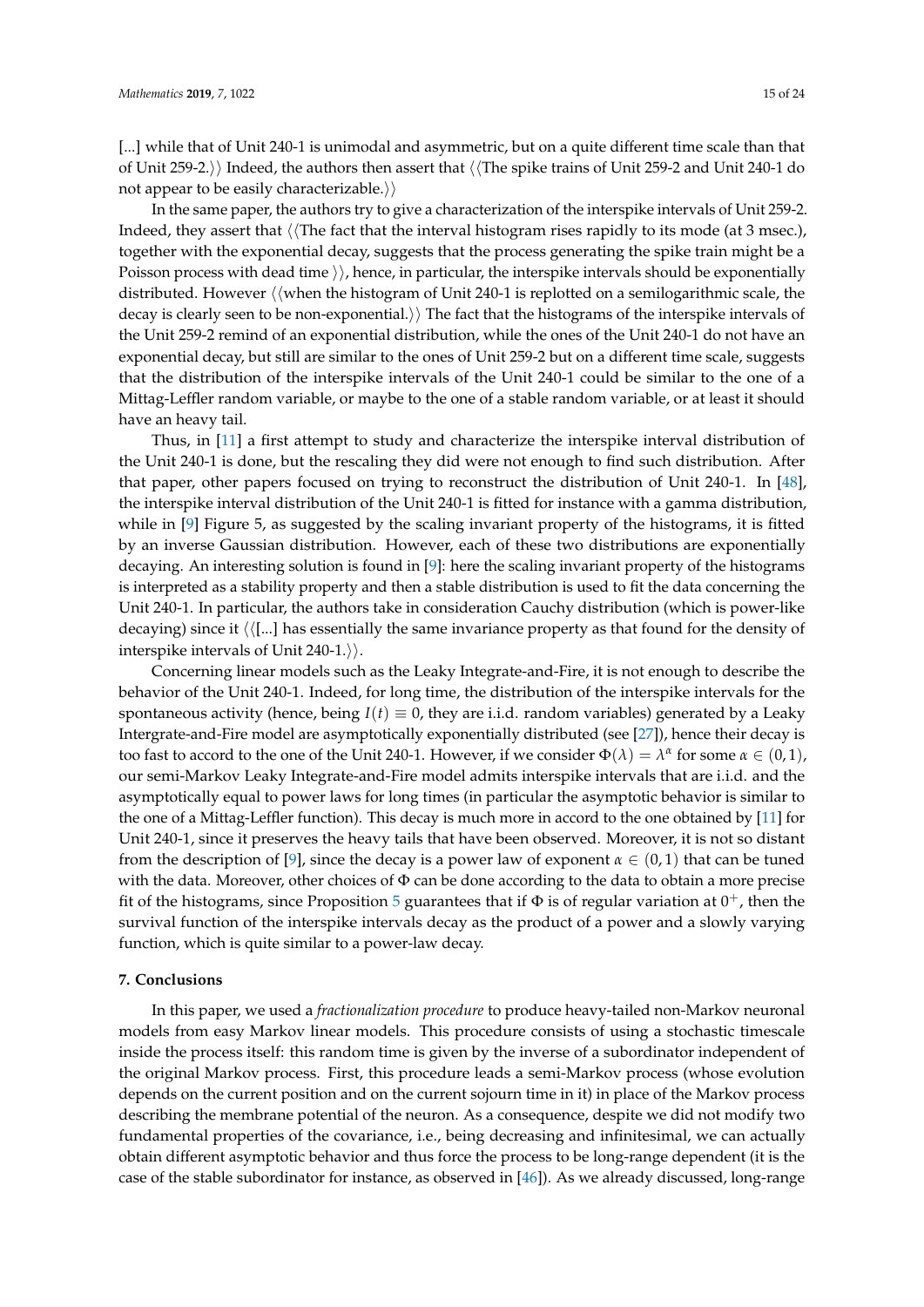[...] while that of Unit 240-1 is unimodal and asymmetric, but on a quite different time scale than that of Unit 259-2.⟩⟩ Indeed, the authors then assert that ⟨⟨The spike trains of Unit 259-2 and Unit 240-1 do not appear to be easily characterizable.⟩⟩

In the same paper, the authors try to give a characterization of the interspike intervals of Unit 259-2. Indeed, they assert that ⟨⟨The fact that the interval histogram rises rapidly to its mode (at 3 msec.), together with the exponential decay, suggests that the process generating the spike train might be a Poisson process with dead time ⟩⟩, hence, in particular, the interspike intervals should be exponentially distributed. However ⟨⟨when the histogram of Unit 240-1 is replotted on a semilogarithmic scale, the decay is clearly seen to be non-exponential.⟩⟩ The fact that the histograms of the interspike intervals of the Unit 259-2 remind of an exponential distribution, while the ones of the Unit 240-1 do not have an exponential decay, but still are similar to the ones of Unit 259-2 but on a different time scale, suggests that the distribution of the interspike intervals of the Unit 240-1 could be similar to the one of a Mittag-Leffler random variable, or maybe to the one of a stable random variable, or at least it should have an heavy tail.

Thus, in [11] a first attempt to study and characterize the interspike interval distribution of the Unit 240-1 is done, but the rescaling they did were not enough to find such distribution. After that paper, other papers focused on trying to reconstruct the distribution of Unit 240-1. In [48], the interspike interval distribution of the Unit 240-1 is fitted for instance with a gamma distribution, while in [9] Figure 5, as suggested by the scaling invariant property of the histograms, it is fitted by an inverse Gaussian distribution. However, each of these two distributions are exponentially decaying. An interesting solution is found in [9]: here the scaling invariant property of the histograms is interpreted as a stability property and then a stable distribution is used to fit the data concerning the Unit 240-1. In particular, the authors take in consideration Cauchy distribution (which is power-like decaying) since it ⟨⟨[...] has essentially the same invariance property as that found for the density of interspike intervals of Unit 240-1.⟩⟩.

Concerning linear models such as the Leaky Integrate-and-Fire, it is not enough to describe the behavior of the Unit 240-1. Indeed, for long time, the distribution of the interspike intervals for the spontaneous activity (hence, being $I(t) \equiv 0$, they are i.i.d. random variables) generated by a Leaky Intergrate-and-Fire model are asymptotically exponentially distributed (see [27]), hence their decay is too fast to accord to the one of the Unit 240-1. However, if we consider $\Phi(\lambda) = \lambda^{\alpha}$ for some $\alpha \in (0, 1)$, our semi-Markov Leaky Integrate-and-Fire model admits interspike intervals that are i.i.d. and the asymptotically equal to power laws for long times (in particular the asymptotic behavior is similar to the one of a Mittag-Leffler function). This decay is much more in accord to the one obtained by [11] for Unit 240-1, since it preserves the heavy tails that have been observed. Moreover, it is not so distant from the description of [9], since the decay is a power law of exponent $\alpha \in (0, 1)$ that can be tuned with the data. Moreover, other choices of $\Phi$ can be done according to the data to obtain a more precise fit of the histograms, since Proposition 5 guarantees that if $\Phi$ is of regular variation at $0^+$, then the survival function of the interspike intervals decay as the product of a power and a slowly varying function, which is quite similar to a power-law decay.

## 7. Conclusions

In this paper, we used a *fractionalization procedure* to produce heavy-tailed non-Markov neuronal models from easy Markov linear models. This procedure consists of using a stochastic timescale inside the process itself: this random time is given by the inverse of a subordinator independent of the original Markov process. First, this procedure leads a semi-Markov process (whose evolution depends on the current position and on the current sojourn time in it) in place of the Markov process describing the membrane potential of the neuron. As a consequence, despite we did not modify two fundamental properties of the covariance, i.e., being decreasing and infinitesimal, we can actually obtain different asymptotic behavior and thus force the process to be long-range dependent (it is the case of the stable subordinator for instance, as observed in [46]). As we already discussed, long-range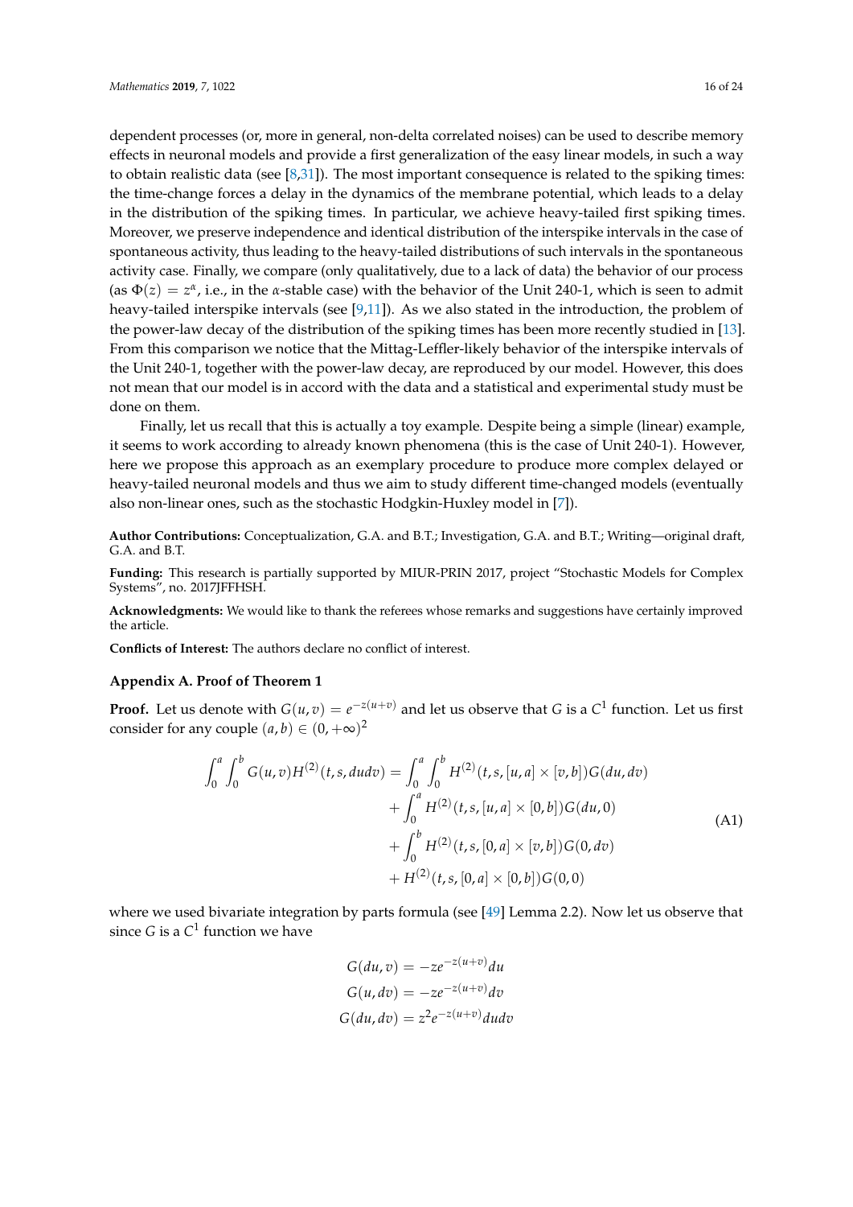dependent processes (or, more in general, non-delta correlated noises) can be used to describe memory effects in neuronal models and provide a first generalization of the easy linear models, in such a way to obtain realistic data (see [8,31]). The most important consequence is related to the spiking times: the time-change forces a delay in the dynamics of the membrane potential, which leads to a delay in the distribution of the spiking times. In particular, we achieve heavy-tailed first spiking times. Moreover, we preserve independence and identical distribution of the interspike intervals in the case of spontaneous activity, thus leading to the heavy-tailed distributions of such intervals in the spontaneous activity case. Finally, we compare (only qualitatively, due to a lack of data) the behavior of our process (as $\Phi(z) = z^\alpha$, i.e., in the $\alpha$-stable case) with the behavior of the Unit 240-1, which is seen to admit heavy-tailed interspike intervals (see [9,11]). As we also stated in the introduction, the problem of the power-law decay of the distribution of the spiking times has been more recently studied in [13]. From this comparison we notice that the Mittag-Leffler-likely behavior of the interspike intervals of the Unit 240-1, together with the power-law decay, are reproduced by our model. However, this does not mean that our model is in accord with the data and a statistical and experimental study must be done on them.

Finally, let us recall that this is actually a toy example. Despite being a simple (linear) example, it seems to work according to already known phenomena (this is the case of Unit 240-1). However, here we propose this approach as an exemplary procedure to produce more complex delayed or heavy-tailed neuronal models and thus we aim to study different time-changed models (eventually also non-linear ones, such as the stochastic Hodgkin-Huxley model in [7]).

**Author Contributions:** Conceptualization, G.A. and B.T.; Investigation, G.A. and B.T.; Writing—original draft, G.A. and B.T.

**Funding:** This research is partially supported by MIUR-PRIN 2017, project "Stochastic Models for Complex Systems", no. 2017JFFHSH.

**Acknowledgments:** We would like to thank the referees whose remarks and suggestions have certainly improved the article.

**Conflicts of Interest:** The authors declare no conflict of interest.

## Appendix A. Proof of Theorem 1

**Proof.** Let us denote with $G(u,v) = e^{-z(u+v)}$ and let us observe that $G$ is a $C^1$ function. Let us first consider for any couple $(a,b) \in (0,+\infty)^2$

$$
\begin{aligned}
\int_0^a \int_0^b G(u,v) H^{(2)}(t,s,dudv) = & \int_0^a \int_0^b H^{(2)}(t,s,[u,a]\times[v,b]) G(du,dv) \\
& + \int_0^a H^{(2)}(t,s,[u,a]\times[0,b]) G(du,0) \\
& + \int_0^b H^{(2)}(t,s,[0,a]\times[v,b]) G(0,dv) \\
& + H^{(2)}(t,s,[0,a]\times[0,b]) G(0,0)
\end{aligned}
\tag{A1}
$$

where we used bivariate integration by parts formula (see [49] Lemma 2.2). Now let us observe that since $G$ is a $C^1$ function we have

$$
\begin{aligned}
G(du,v) &= -ze^{-z(u+v)}du \\
G(u,dv) &= -ze^{-z(u+v)}dv \\
G(du,dv) &= z^2 e^{-z(u+v)}dudv
\end{aligned}
$$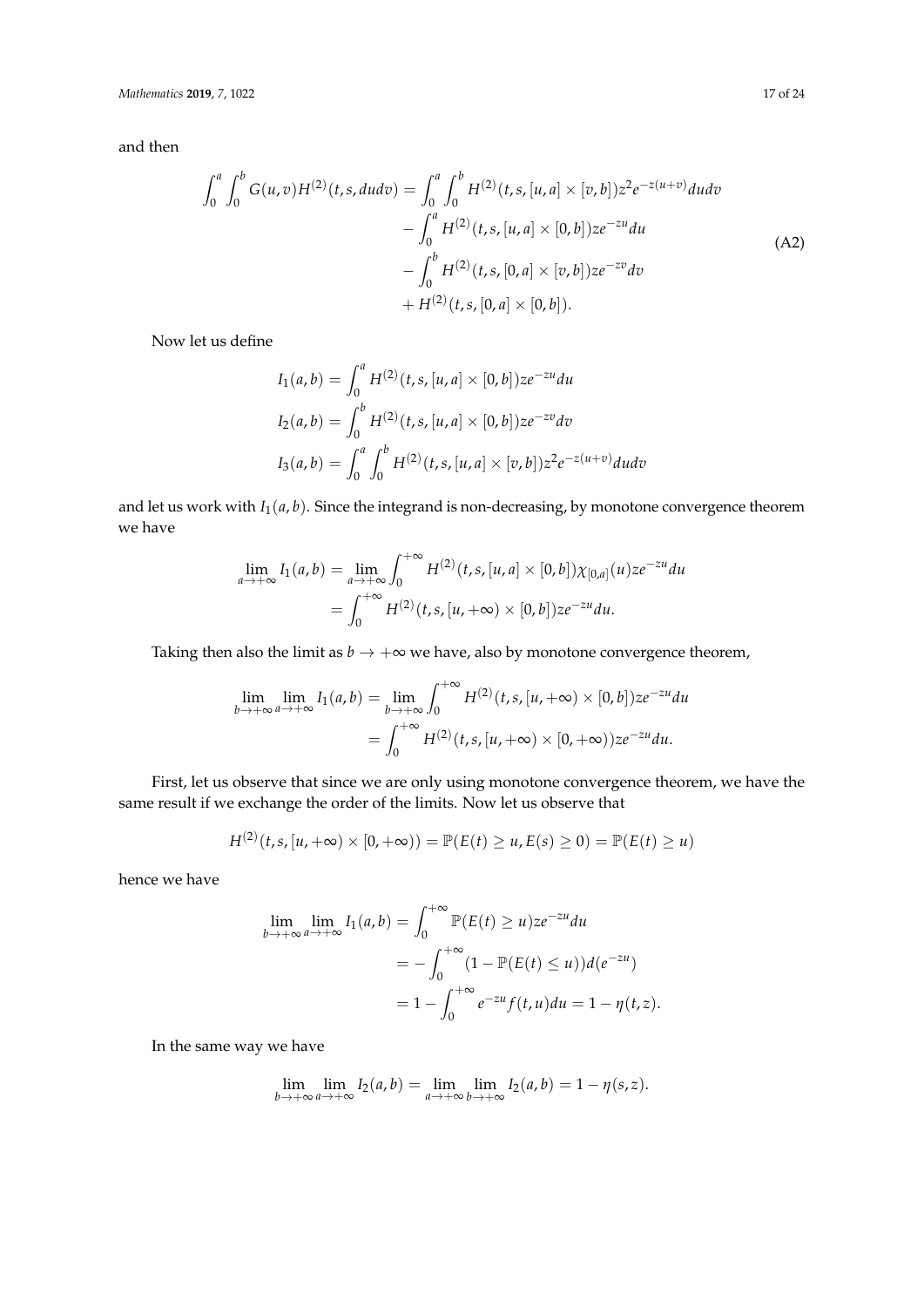and then

$$\begin{aligned}
\int_0^a \int_0^b G(u,v) H^{(2)}(t,s,dudv) = & \int_0^a \int_0^b H^{(2)}(t,s,[u,a]\times[v,b]) z^2 e^{-z(u+v)} dudv \\
& - \int_0^a H^{(2)}(t,s,[u,a]\times[0,b]) z e^{-zu} du \\
& - \int_0^b H^{(2)}(t,s,[0,a]\times[v,b]) z e^{-zv} dv \\
& + H^{(2)}(t,s,[0,a]\times[0,b]).
\end{aligned} \tag{A2}$$

Now let us define

$$\begin{aligned}
I_1(a,b) &= \int_0^a H^{(2)}(t,s,[u,a]\times[0,b]) z e^{-zu} du \\
I_2(a,b) &= \int_0^b H^{(2)}(t,s,[u,a]\times[0,b]) z e^{-zv} dv \\
I_3(a,b) &= \int_0^a \int_0^b H^{(2)}(t,s,[u,a]\times[v,b]) z^2 e^{-z(u+v)} dudv
\end{aligned}$$

and let us work with $I_1(a,b)$. Since the integrand is non-decreasing, by monotone convergence theorem we have

$$\begin{aligned}
\lim_{a\to+\infty} I_1(a,b) &= \lim_{a\to+\infty} \int_0^{+\infty} H^{(2)}(t,s,[u,a]\times[0,b]) \chi_{[0,a]}(u) z e^{-zu} du \\
&= \int_0^{+\infty} H^{(2)}(t,s,[u,+\infty)\times[0,b]) z e^{-zu} du.
\end{aligned}$$

Taking then also the limit as $b\to+\infty$ we have, also by monotone convergence theorem,

$$\begin{aligned}
\lim_{b\to+\infty}\lim_{a\to+\infty} I_1(a,b) &= \lim_{b\to+\infty} \int_0^{+\infty} H^{(2)}(t,s,[u,+\infty)\times[0,b]) z e^{-zu} du \\
&= \int_0^{+\infty} H^{(2)}(t,s,[u,+\infty)\times[0,+\infty)) z e^{-zu} du.
\end{aligned}$$

First, let us observe that since we are only using monotone convergence theorem, we have the same result if we exchange the order of the limits. Now let us observe that

$$H^{(2)}(t,s,[u,+\infty)\times[0,+\infty)) = \mathbb{P}(E(t)\ge u, E(s)\ge 0) = \mathbb{P}(E(t)\ge u)$$

hence we have

$$\begin{aligned}
\lim_{b\to+\infty}\lim_{a\to+\infty} I_1(a,b) &= \int_0^{+\infty} \mathbb{P}(E(t)\ge u) z e^{-zu} du \\
&= -\int_0^{+\infty} (1-\mathbb{P}(E(t)\le u)) d(e^{-zu}) \\
&= 1 - \int_0^{+\infty} e^{-zu} f(t,u) du = 1-\eta(t,z).
\end{aligned}$$

In the same way we have

$$\lim_{b\to+\infty}\lim_{a\to+\infty} I_2(a,b) = \lim_{a\to+\infty}\lim_{b\to+\infty} I_2(a,b) = 1-\eta(s,z).$$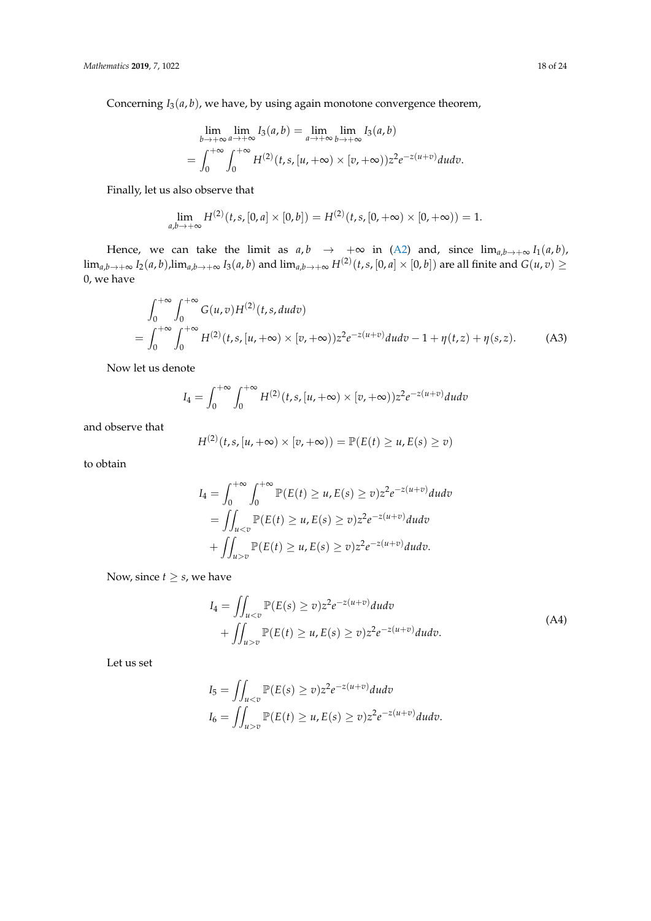Concerning $I_3(a,b)$, we have, by using again monotone convergence theorem,

$$\lim_{b\to+\infty}\lim_{a\to+\infty} I_3(a,b) = \lim_{a\to+\infty}\lim_{b\to+\infty} I_3(a,b)$$
$$= \int_0^{+\infty}\int_0^{+\infty} H^{(2)}(t,s,[u,+\infty)\times[v,+\infty))z^2e^{-z(u+v)}dudv.$$

Finally, let us also observe that

$$\lim_{a,b\to+\infty} H^{(2)}(t,s,[0,a]\times[0,b]) = H^{(2)}(t,s,[0,+\infty)\times[0,+\infty)) = 1.$$

Hence, we can take the limit as $a,b \to +\infty$ in (A2) and, since $\lim_{a,b\to+\infty} I_1(a,b)$, $\lim_{a,b\to+\infty} I_2(a,b)$, $\lim_{a,b\to+\infty} I_3(a,b)$ and $\lim_{a,b\to+\infty} H^{(2)}(t,s,[0,a]\times[0,b])$ are all finite and $G(u,v) \geq 0$, we have

$$\begin{aligned}
&\int_0^{+\infty}\int_0^{+\infty} G(u,v)H^{(2)}(t,s,dudv) \\
&= \int_0^{+\infty}\int_0^{+\infty} H^{(2)}(t,s,[u,+\infty)\times[v,+\infty))z^2e^{-z(u+v)}dudv - 1 + \eta(t,z) + \eta(s,z).
\end{aligned} \tag{A3}$$

Now let us denote

$$I_4 = \int_0^{+\infty}\int_0^{+\infty} H^{(2)}(t,s,[u,+\infty)\times[v,+\infty))z^2e^{-z(u+v)}dudv$$

and observe that

$$H^{(2)}(t,s,[u,+\infty)\times[v,+\infty)) = \mathbb{P}(E(t)\geq u, E(s)\geq v)$$

to obtain

$$\begin{aligned}
I_4 &= \int_0^{+\infty}\int_0^{+\infty} \mathbb{P}(E(t)\geq u, E(s)\geq v)z^2e^{-z(u+v)}dudv \\
&= \iint_{u<v} \mathbb{P}(E(t)\geq u, E(s)\geq v)z^2e^{-z(u+v)}dudv \\
&+ \iint_{u>v} \mathbb{P}(E(t)\geq u, E(s)\geq v)z^2e^{-z(u+v)}dudv.
\end{aligned}$$

Now, since $t \geq s$, we have

$$\begin{aligned}
I_4 &= \iint_{u<v} \mathbb{P}(E(s)\geq v)z^2e^{-z(u+v)}dudv \\
&+ \iint_{u>v} \mathbb{P}(E(t)\geq u, E(s)\geq v)z^2e^{-z(u+v)}dudv.
\end{aligned} \tag{A4}$$

Let us set

$$\begin{aligned}
I_5 &= \iint_{u<v} \mathbb{P}(E(s)\geq v)z^2e^{-z(u+v)}dudv \\
I_6 &= \iint_{u>v} \mathbb{P}(E(t)\geq u, E(s)\geq v)z^2e^{-z(u+v)}dudv.
\end{aligned}$$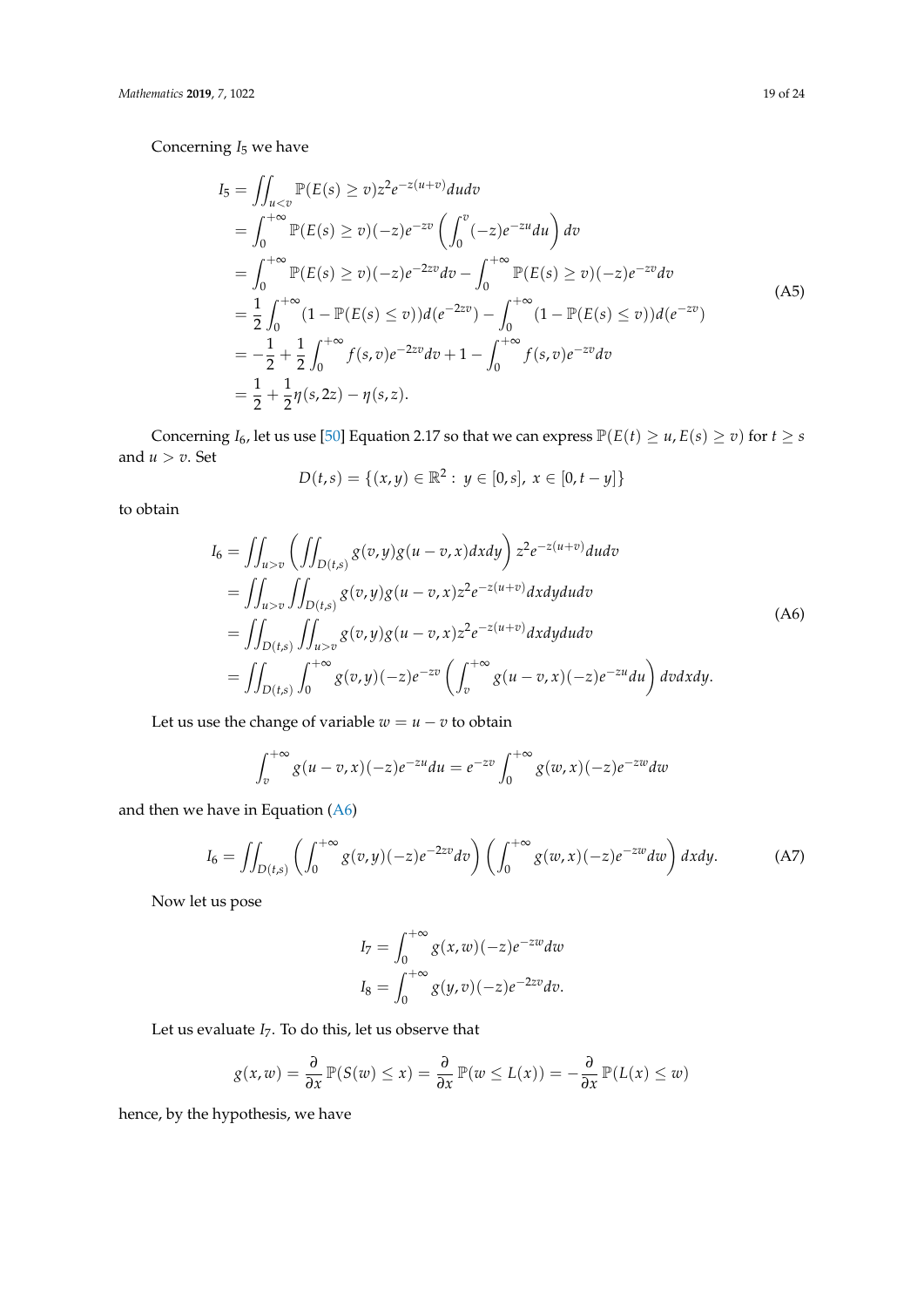Concerning $I_5$ we have

$$
\begin{aligned}
I_5 &= \iint_{u<v} \mathbb{P}(E(s) \geq v) z^2 e^{-z(u+v)} du dv \\
&= \int_0^{+\infty} \mathbb{P}(E(s) \geq v)(-z)e^{-zv} \left( \int_0^v (-z)e^{-zu} du \right) dv \\
&= \int_0^{+\infty} \mathbb{P}(E(s) \geq v)(-z)e^{-2zv} dv - \int_0^{+\infty} \mathbb{P}(E(s) \geq v)(-z)e^{-zv} dv \\
&= \frac{1}{2} \int_0^{+\infty} (1 - \mathbb{P}(E(s) \leq v)) d(e^{-2zv}) - \int_0^{+\infty} (1 - \mathbb{P}(E(s) \leq v)) d(e^{-zv}) \\
&= -\frac{1}{2} + \frac{1}{2} \int_0^{+\infty} f(s,v) e^{-2zv} dv + 1 - \int_0^{+\infty} f(s,v) e^{-zv} dv \\
&= \frac{1}{2} + \frac{1}{2} \eta(s, 2z) - \eta(s, z).
\end{aligned}
\tag{A5}
$$

Concerning $I_6$, let us use [50] Equation 2.17 so that we can express $\mathbb{P}(E(t) \geq u, E(s) \geq v)$ for $t \geq s$ and $u > v$. Set

$$
D(t,s) = \{(x,y) \in \mathbb{R}^2 : \ y \in [0,s], \ x \in [0, t-y]\}
$$

to obtain

$$
\begin{aligned}
I_6 &= \iint_{u>v} \left( \iint_{D(t,s)} g(v,y) g(u-v,x) dx dy \right) z^2 e^{-z(u+v)} du dv \\
&= \iint_{u>v} \iint_{D(t,s)} g(v,y) g(u-v,x) z^2 e^{-z(u+v)} dx dy du dv \\
&= \iint_{D(t,s)} \iint_{u>v} g(v,y) g(u-v,x) z^2 e^{-z(u+v)} dx dy du dv \\
&= \iint_{D(t,s)} \int_0^{+\infty} g(v,y)(-z)e^{-zv} \left( \int_v^{+\infty} g(u-v,x)(-z)e^{-zu} du \right) dv dx dy.
\end{aligned}
\tag{A6}
$$

Let us use the change of variable $w = u - v$ to obtain

$$
\int_v^{+\infty} g(u-v,x)(-z)e^{-zu} du = e^{-zv} \int_0^{+\infty} g(w,x)(-z)e^{-zw} dw
$$

and then we have in Equation (A6)

$$
I_6 = \iint_{D(t,s)} \left( \int_0^{+\infty} g(v,y)(-z)e^{-2zv} dv \right) \left( \int_0^{+\infty} g(w,x)(-z)e^{-zw} dw \right) dx dy. \tag{A7}
$$

Now let us pose

$$
\begin{aligned}
I_7 &= \int_0^{+\infty} g(x,w)(-z)e^{-zw} dw \\
I_8 &= \int_0^{+\infty} g(y,v)(-z)e^{-2zv} dv.
\end{aligned}
$$

Let us evaluate $I_7$. To do this, let us observe that

$$
g(x,w) = \frac{\partial}{\partial x} \mathbb{P}(S(w) \leq x) = \frac{\partial}{\partial x} \mathbb{P}(w \leq L(x)) = -\frac{\partial}{\partial x} \mathbb{P}(L(x) \leq w)
$$

hence, by the hypothesis, we have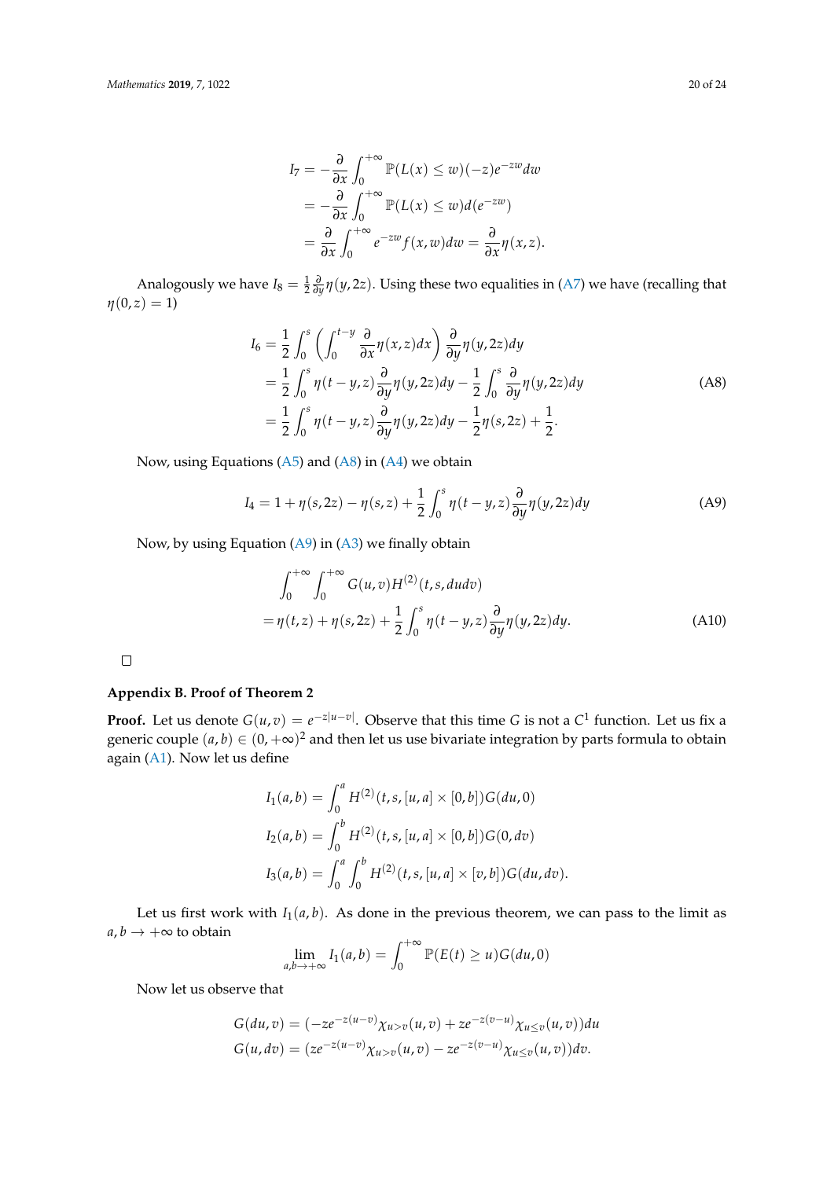$$
\begin{aligned}
I_7 &= -\frac{\partial}{\partial x}\int_0^{+\infty} \mathbb{P}(L(x)\le w)(-z)e^{-zw}dw \\
&= -\frac{\partial}{\partial x}\int_0^{+\infty} \mathbb{P}(L(x)\le w)d(e^{-zw}) \\
&= \frac{\partial}{\partial x}\int_0^{+\infty} e^{-zw}f(x,w)dw = \frac{\partial}{\partial x}\eta(x,z).
\end{aligned}
$$

Analogously we have $I_8 = \frac{1}{2}\frac{\partial}{\partial y}\eta(y,2z)$. Using these two equalities in (A7) we have (recalling that $\eta(0,z)=1$)

$$
\begin{aligned}
I_6 &= \frac{1}{2}\int_0^s \left(\int_0^{t-y} \frac{\partial}{\partial x}\eta(x,z)dx\right)\frac{\partial}{\partial y}\eta(y,2z)dy \\
&= \frac{1}{2}\int_0^s \eta(t-y,z)\frac{\partial}{\partial y}\eta(y,2z)dy - \frac{1}{2}\int_0^s \frac{\partial}{\partial y}\eta(y,2z)dy \\
&= \frac{1}{2}\int_0^s \eta(t-y,z)\frac{\partial}{\partial y}\eta(y,2z)dy - \frac{1}{2}\eta(s,2z) + \frac{1}{2}.
\end{aligned}
\tag{A8}
$$

Now, using Equations (A5) and (A8) in (A4) we obtain

$$
I_4 = 1 + \eta(s,2z) - \eta(s,z) + \frac{1}{2}\int_0^s \eta(t-y,z)\frac{\partial}{\partial y}\eta(y,2z)dy \tag{A9}
$$

Now, by using Equation (A9) in (A3) we finally obtain

$$
\begin{aligned}
&\int_0^{+\infty}\int_0^{+\infty} G(u,v)H^{(2)}(t,s,dudv) \\
&= \eta(t,z) + \eta(s,2z) + \frac{1}{2}\int_0^s \eta(t-y,z)\frac{\partial}{\partial y}\eta(y,2z)dy.
\end{aligned}
\tag{A10}
$$

□

**Appendix B. Proof of Theorem 2**

**Proof.** Let us denote $G(u,v) = e^{-z|u-v|}$. Observe that this time $G$ is not a $C^1$ function. Let us fix a generic couple $(a,b)\in(0,+\infty)^2$ and then let us use bivariate integration by parts formula to obtain again (A1). Now let us define

$$
\begin{aligned}
I_1(a,b) &= \int_0^a H^{(2)}(t,s,[u,a]\times[0,b])G(du,0) \\
I_2(a,b) &= \int_0^b H^{(2)}(t,s,[u,a]\times[0,b])G(0,dv) \\
I_3(a,b) &= \int_0^a\int_0^b H^{(2)}(t,s,[u,a]\times[v,b])G(du,dv).
\end{aligned}
$$

Let us first work with $I_1(a,b)$. As done in the previous theorem, we can pass to the limit as $a,b\to+\infty$ to obtain

$$
\lim_{a,b\to+\infty} I_1(a,b) = \int_0^{+\infty} \mathbb{P}(E(t)\ge u)G(du,0)
$$

Now let us observe that

$$
\begin{aligned}
G(du,v) &= (-ze^{-z(u-v)}\chi_{u>v}(u,v) + ze^{-z(v-u)}\chi_{u\le v}(u,v))du \\
G(u,dv) &= (ze^{-z(u-v)}\chi_{u>v}(u,v) - ze^{-z(v-u)}\chi_{u\le v}(u,v))dv.
\end{aligned}
$$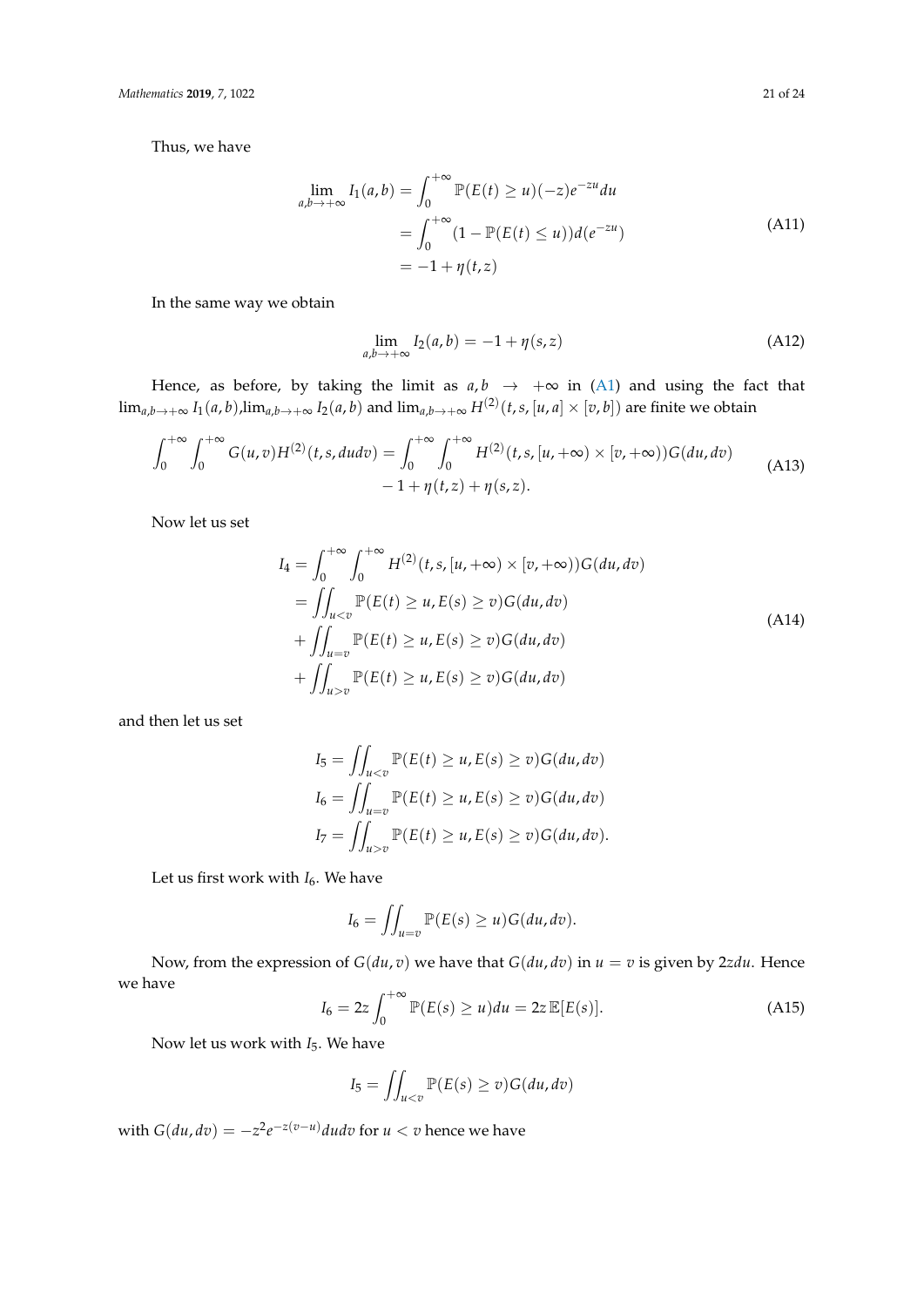Thus, we have

$$
\begin{aligned}
\lim_{a,b\to+\infty} I_1(a,b) &= \int_0^{+\infty} \mathbb{P}(E(t)\geq u)(-z)e^{-zu}du \\
&= \int_0^{+\infty} (1-\mathbb{P}(E(t)\leq u))d(e^{-zu}) \\
&= -1+\eta(t,z)
\end{aligned}
\tag{A11}
$$

In the same way we obtain

$$
\lim_{a,b\to+\infty} I_2(a,b) = -1+\eta(s,z) \tag{A12}
$$

Hence, as before, by taking the limit as $a,b \to +\infty$ in (A1) and using the fact that $\lim_{a,b\to+\infty} I_1(a,b)$,$\lim_{a,b\to+\infty} I_2(a,b)$ and $\lim_{a,b\to+\infty} H^{(2)}(t,s,[u,a]\times[v,b])$ are finite we obtain

$$
\begin{aligned}
\int_0^{+\infty}\int_0^{+\infty} G(u,v)H^{(2)}(t,s,dudv) = \int_0^{+\infty}\int_0^{+\infty} H^{(2)}(t,s,[u,+\infty)\times[v,+\infty))G(du,dv) \\
-1+\eta(t,z)+\eta(s,z).
\end{aligned}
\tag{A13}
$$

Now let us set

$$
\begin{aligned}
I_4 &= \int_0^{+\infty}\int_0^{+\infty} H^{(2)}(t,s,[u,+\infty)\times[v,+\infty))G(du,dv) \\
&= \iint_{u<v} \mathbb{P}(E(t)\geq u, E(s)\geq v)G(du,dv) \\
&+ \iint_{u=v} \mathbb{P}(E(t)\geq u, E(s)\geq v)G(du,dv) \\
&+ \iint_{u>v} \mathbb{P}(E(t)\geq u, E(s)\geq v)G(du,dv)
\end{aligned}
\tag{A14}
$$

and then let us set

$$
\begin{aligned}
I_5 &= \iint_{u<v} \mathbb{P}(E(t)\geq u, E(s)\geq v)G(du,dv) \\
I_6 &= \iint_{u=v} \mathbb{P}(E(t)\geq u, E(s)\geq v)G(du,dv) \\
I_7 &= \iint_{u>v} \mathbb{P}(E(t)\geq u, E(s)\geq v)G(du,dv).
\end{aligned}
$$

Let us first work with $I_6$. We have

$$
I_6 = \iint_{u=v} \mathbb{P}(E(s)\geq u)G(du,dv).
$$

Now, from the expression of $G(du,v)$ we have that $G(du,dv)$ in $u=v$ is given by $2zdu$. Hence we have

$$
I_6 = 2z\int_0^{+\infty} \mathbb{P}(E(s)\geq u)du = 2z\,\mathbb{E}[E(s)]. \tag{A15}
$$

Now let us work with $I_5$. We have

$$
I_5 = \iint_{u<v} \mathbb{P}(E(s)\geq v)G(du,dv)
$$

with $G(du,dv) = -z^2e^{-z(v-u)}dudv$ for $u<v$ hence we have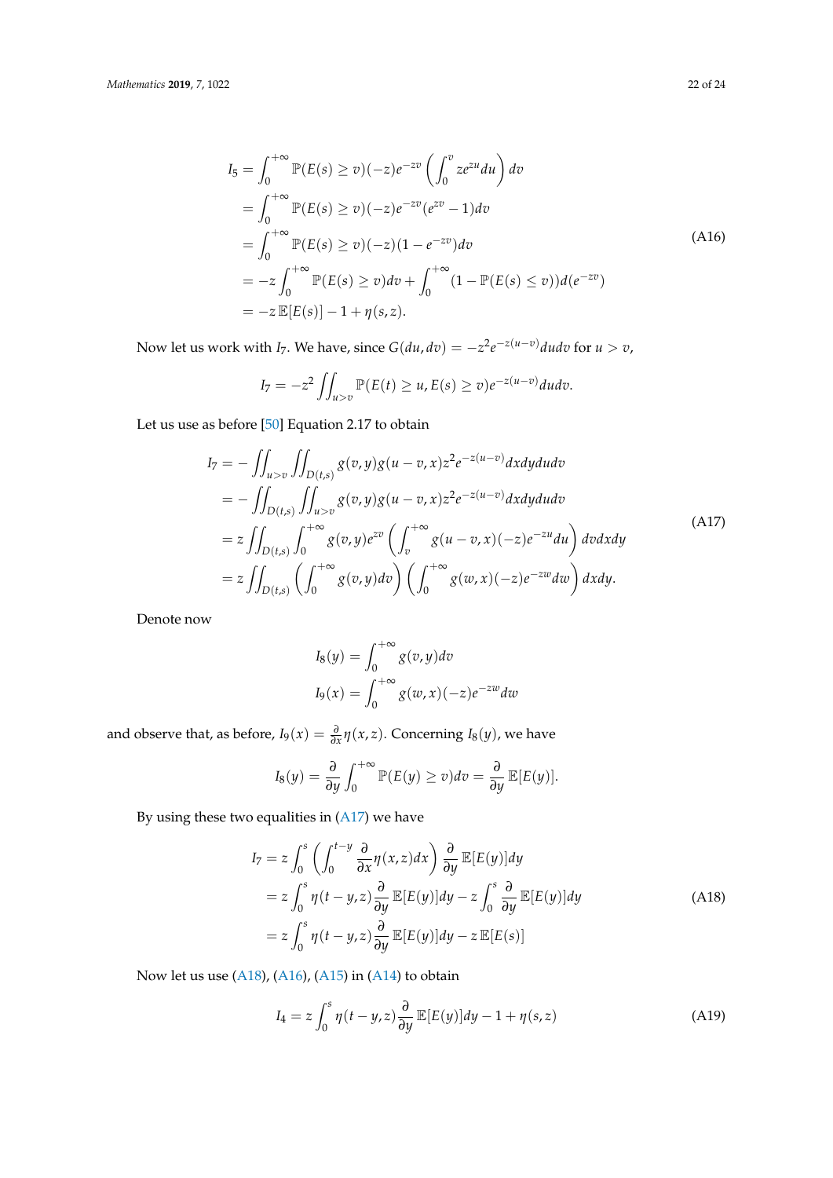$$
\begin{aligned}
I_5 &= \int_0^{+\infty} \mathbb{P}(E(s) \geq v)(-z)e^{-zv}\left(\int_0^v ze^{zu}du\right)dv \\
&= \int_0^{+\infty} \mathbb{P}(E(s) \geq v)(-z)e^{-zv}(e^{zv}-1)dv \\
&= \int_0^{+\infty} \mathbb{P}(E(s) \geq v)(-z)(1-e^{-zv})dv \\
&= -z\int_0^{+\infty} \mathbb{P}(E(s) \geq v)dv + \int_0^{+\infty}(1-\mathbb{P}(E(s) \leq v))d(e^{-zv}) \\
&= -z\,\mathbb{E}[E(s)] - 1 + \eta(s,z).
\end{aligned}
\tag{A16}
$$

Now let us work with $I_7$. We have, since $G(du,dv) = -z^2 e^{-z(u-v)}dudv$ for $u > v$,

$$
I_7 = -z^2 \iint_{u>v} \mathbb{P}(E(t) \geq u, E(s) \geq v)e^{-z(u-v)}dudv.
$$

Let us use as before [50] Equation 2.17 to obtain

$$
\begin{aligned}
I_7 &= -\iint_{u>v}\iint_{D(t,s)} g(v,y)g(u-v,x)z^2 e^{-z(u-v)}dxdydudv \\
&= -\iint_{D(t,s)}\iint_{u>v} g(v,y)g(u-v,x)z^2 e^{-z(u-v)}dxdydudv \\
&= z\iint_{D(t,s)}\int_0^{+\infty} g(v,y)e^{zv}\left(\int_v^{+\infty} g(u-v,x)(-z)e^{-zu}du\right)dvdxdy \\
&= z\iint_{D(t,s)}\left(\int_0^{+\infty} g(v,y)dv\right)\left(\int_0^{+\infty} g(w,x)(-z)e^{-zw}dw\right)dxdy.
\end{aligned}
\tag{A17}
$$

Denote now

$$
\begin{aligned}
I_8(y) &= \int_0^{+\infty} g(v,y)dv \\
I_9(x) &= \int_0^{+\infty} g(w,x)(-z)e^{-zw}dw
\end{aligned}
$$

and observe that, as before, $I_9(x) = \frac{\partial}{\partial x}\eta(x,z)$. Concerning $I_8(y)$, we have

$$
I_8(y) = \frac{\partial}{\partial y}\int_0^{+\infty} \mathbb{P}(E(y) \geq v)dv = \frac{\partial}{\partial y}\mathbb{E}[E(y)].
$$

By using these two equalities in (A17) we have

$$
\begin{aligned}
I_7 &= z\int_0^s\left(\int_0^{t-y}\frac{\partial}{\partial x}\eta(x,z)dx\right)\frac{\partial}{\partial y}\mathbb{E}[E(y)]dy \\
&= z\int_0^s \eta(t-y,z)\frac{\partial}{\partial y}\mathbb{E}[E(y)]dy - z\int_0^s \frac{\partial}{\partial y}\mathbb{E}[E(y)]dy \\
&= z\int_0^s \eta(t-y,z)\frac{\partial}{\partial y}\mathbb{E}[E(y)]dy - z\,\mathbb{E}[E(s)]
\end{aligned}
\tag{A18}
$$

Now let us use (A18), (A16), (A15) in (A14) to obtain

$$
I_4 = z\int_0^s \eta(t-y,z)\frac{\partial}{\partial y}\mathbb{E}[E(y)]dy - 1 + \eta(s,z)
\tag{A19}
$$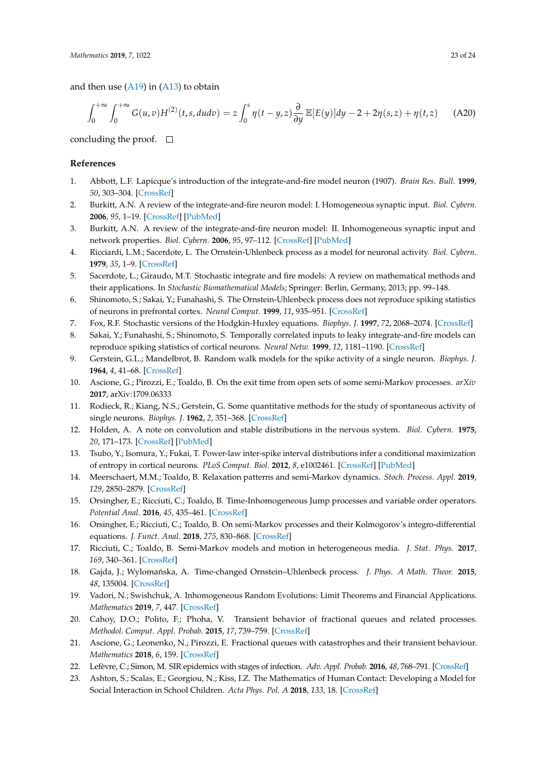and then use (A19) in (A13) to obtain

$$\int_0^{+\infty}\int_0^{+\infty} G(u,v)H^{(2)}(t,s,dudv) = z\int_0^s \eta(t-y,z)\frac{\partial}{\partial y}\mathbb{E}[E(y)]dy - 2 + 2\eta(s,z) + \eta(t,z) \qquad \text{(A20)}$$

concluding the proof. □

## References

1. Abbott, L.F. Lapicque's introduction of the integrate-and-fire model neuron (1907). *Brain Res. Bull.* **1999**, *50*, 303–304. [CrossRef]
2. Burkitt, A.N. A review of the integrate-and-fire neuron model: I. Homogeneous synaptic input. *Biol. Cybern.* **2006**, *95*, 1–19. [CrossRef] [PubMed]
3. Burkitt, A.N. A review of the integrate-and-fire neuron model: II. Inhomogeneous synaptic input and network properties. *Biol. Cybern.* **2006**, *95*, 97–112. [CrossRef] [PubMed]
4. Ricciardi, L.M.; Sacerdote, L. The Ornstein-Uhlenbeck process as a model for neuronal activity. *Biol. Cybern.* **1979**, *35*, 1–9. [CrossRef]
5. Sacerdote, L.; Giraudo, M.T. Stochastic integrate and fire models: A review on mathematical methods and their applications. In *Stochastic Biomathematical Models*; Springer: Berlin, Germany, 2013; pp. 99–148.
6. Shinomoto, S.; Sakai, Y.; Funahashi, S. The Ornstein-Uhlenbeck process does not reproduce spiking statistics of neurons in prefrontal cortex. *Neural Comput.* **1999**, *11*, 935–951. [CrossRef]
7. Fox, R.F. Stochastic versions of the Hodgkin-Huxley equations. *Biophys. J.* **1997**, *72*, 2068–2074. [CrossRef]
8. Sakai, Y.; Funahashi, S.; Shinomoto, S. Temporally correlated inputs to leaky integrate-and-fire models can reproduce spiking statistics of cortical neurons. *Neural Netw.* **1999**, *12*, 1181–1190. [CrossRef]
9. Gerstein, G.L.; Mandelbrot, B. Random walk models for the spike activity of a single neuron. *Biophys. J.* **1964**, *4*, 41–68. [CrossRef]
10. Ascione, G.; Pirozzi, E.; Toaldo, B. On the exit time from open sets of some semi-Markov processes. *arXiv* **2017**, arXiv:1709.06333
11. Rodieck, R.; Kiang, N.S.; Gerstein, G. Some quantitative methods for the study of spontaneous activity of single neurons. *Biophys. J.* **1962**, *2*, 351–368. [CrossRef]
12. Holden, A. A note on convolution and stable distributions in the nervous system. *Biol. Cybern.* **1975**, *20*, 171–173. [CrossRef] [PubMed]
13. Tsubo, Y.; Isomura, Y.; Fukai, T. Power-law inter-spike interval distributions infer a conditional maximization of entropy in cortical neurons. *PLoS Comput. Biol.* **2012**, *8*, e1002461. [CrossRef] [PubMed]
14. Meerschaert, M.M.; Toaldo, B. Relaxation patterns and semi-Markov dynamics. *Stoch. Process. Appl.* **2019**, *129*, 2850–2879. [CrossRef]
15. Orsingher, E.; Ricciuti, C.; Toaldo, B. Time-Inhomogeneous Jump processes and variable order operators. *Potential Anal.* **2016**, *45*, 435–461. [CrossRef]
16. Orsingher, E.; Ricciuti, C.; Toaldo, B. On semi-Markov processes and their Kolmogorov's integro-differential equations. *J. Funct. Anal.* **2018**, *275*, 830–868. [CrossRef]
17. Ricciuti, C.; Toaldo, B. Semi-Markov models and motion in heterogeneous media. *J. Stat. Phys.* **2017**, *169*, 340–361. [CrossRef]
18. Gajda, J.; Wyłomańska, A. Time-changed Ornstein–Uhlenbeck process. *J. Phys. A Math. Theor.* **2015**, *48*, 135004. [CrossRef]
19. Vadori, N.; Swishchuk, A. Inhomogeneous Random Evolutions: Limit Theorems and Financial Applications. *Mathematics* **2019**, *7*, 447. [CrossRef]
20. Cahoy, D.O.; Polito, F.; Phoha, V. Transient behavior of fractional queues and related processes. *Methodol. Comput. Appl. Probab.* **2015**, *17*, 739–759. [CrossRef]
21. Ascione, G.; Leonenko, N.; Pirozzi, E. Fractional queues with catastrophes and their transient behaviour. *Mathematics* **2018**, *6*, 159. [CrossRef]
22. Lefèvre, C.; Simon, M. SIR epidemics with stages of infection. *Adv. Appl. Probab.* **2016**, *48*, 768–791. [CrossRef]
23. Ashton, S.; Scalas, E.; Georgiou, N.; Kiss, I.Z. The Mathematics of Human Contact: Developing a Model for Social Interaction in School Children. *Acta Phys. Pol. A* **2018**, *133*, 18. [CrossRef]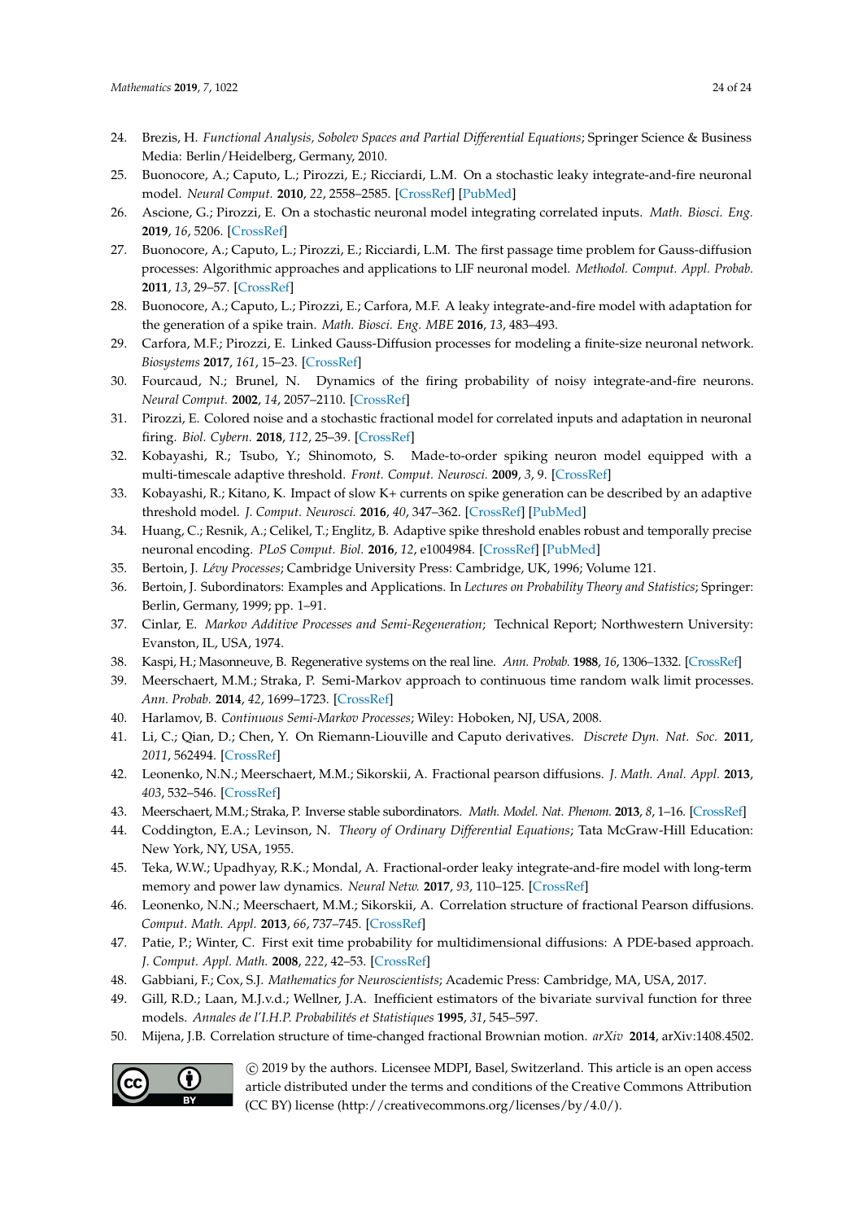24. Brezis, H. *Functional Analysis, Sobolev Spaces and Partial Differential Equations*; Springer Science & Business Media: Berlin/Heidelberg, Germany, 2010.
25. Buonocore, A.; Caputo, L.; Pirozzi, E.; Ricciardi, L.M. On a stochastic leaky integrate-and-fire neuronal model. *Neural Comput.* **2010**, *22*, 2558–2585. [CrossRef] [PubMed]
26. Ascione, G.; Pirozzi, E. On a stochastic neuronal model integrating correlated inputs. *Math. Biosci. Eng.* **2019**, *16*, 5206. [CrossRef]
27. Buonocore, A.; Caputo, L.; Pirozzi, E.; Ricciardi, L.M. The first passage time problem for Gauss-diffusion processes: Algorithmic approaches and applications to LIF neuronal model. *Methodol. Comput. Appl. Probab.* **2011**, *13*, 29–57. [CrossRef]
28. Buonocore, A.; Caputo, L.; Pirozzi, E.; Carfora, M.F. A leaky integrate-and-fire model with adaptation for the generation of a spike train. *Math. Biosci. Eng. MBE* **2016**, *13*, 483–493.
29. Carfora, M.F.; Pirozzi, E. Linked Gauss-Diffusion processes for modeling a finite-size neuronal network. *Biosystems* **2017**, *161*, 15–23. [CrossRef]
30. Fourcaud, N.; Brunel, N. Dynamics of the firing probability of noisy integrate-and-fire neurons. *Neural Comput.* **2002**, *14*, 2057–2110. [CrossRef]
31. Pirozzi, E. Colored noise and a stochastic fractional model for correlated inputs and adaptation in neuronal firing. *Biol. Cybern.* **2018**, *112*, 25–39. [CrossRef]
32. Kobayashi, R.; Tsubo, Y.; Shinomoto, S. Made-to-order spiking neuron model equipped with a multi-timescale adaptive threshold. *Front. Comput. Neurosci.* **2009**, *3*, 9. [CrossRef]
33. Kobayashi, R.; Kitano, K. Impact of slow K+ currents on spike generation can be described by an adaptive threshold model. *J. Comput. Neurosci.* **2016**, *40*, 347–362. [CrossRef] [PubMed]
34. Huang, C.; Resnik, A.; Celikel, T.; Englitz, B. Adaptive spike threshold enables robust and temporally precise neuronal encoding. *PLoS Comput. Biol.* **2016**, *12*, e1004984. [CrossRef] [PubMed]
35. Bertoin, J. *Lévy Processes*; Cambridge University Press: Cambridge, UK, 1996; Volume 121.
36. Bertoin, J. Subordinators: Examples and Applications. In *Lectures on Probability Theory and Statistics*; Springer: Berlin, Germany, 1999; pp. 1–91.
37. Cinlar, E. *Markov Additive Processes and Semi-Regeneration*; Technical Report; Northwestern University: Evanston, IL, USA, 1974.
38. Kaspi, H.; Masonneuve, B. Regenerative systems on the real line. *Ann. Probab.* **1988**, *16*, 1306–1332. [CrossRef]
39. Meerschaert, M.M.; Straka, P. Semi-Markov approach to continuous time random walk limit processes. *Ann. Probab.* **2014**, *42*, 1699–1723. [CrossRef]
40. Harlamov, B. *Continuous Semi-Markov Processes*; Wiley: Hoboken, NJ, USA, 2008.
41. Li, C.; Qian, D.; Chen, Y. On Riemann-Liouville and Caputo derivatives. *Discrete Dyn. Nat. Soc.* **2011**, *2011*, 562494. [CrossRef]
42. Leonenko, N.N.; Meerschaert, M.M.; Sikorskii, A. Fractional pearson diffusions. *J. Math. Anal. Appl.* **2013**, *403*, 532–546. [CrossRef]
43. Meerschaert, M.M.; Straka, P. Inverse stable subordinators. *Math. Model. Nat. Phenom.* **2013**, *8*, 1–16. [CrossRef]
44. Coddington, E.A.; Levinson, N. *Theory of Ordinary Differential Equations*; Tata McGraw-Hill Education: New York, NY, USA, 1955.
45. Teka, W.W.; Upadhyay, R.K.; Mondal, A. Fractional-order leaky integrate-and-fire model with long-term memory and power law dynamics. *Neural Netw.* **2017**, *93*, 110–125. [CrossRef]
46. Leonenko, N.N.; Meerschaert, M.M.; Sikorskii, A. Correlation structure of fractional Pearson diffusions. *Comput. Math. Appl.* **2013**, *66*, 737–745. [CrossRef]
47. Patie, P.; Winter, C. First exit time probability for multidimensional diffusions: A PDE-based approach. *J. Comput. Appl. Math.* **2008**, *222*, 42–53. [CrossRef]
48. Gabbiani, F.; Cox, S.J. *Mathematics for Neuroscientists*; Academic Press: Cambridge, MA, USA, 2017.
49. Gill, R.D.; Laan, M.J.v.d.; Wellner, J.A. Inefficient estimators of the bivariate survival function for three models. *Annales de l'I.H.P. Probabilités et Statistiques* **1995**, *31*, 545–597.
50. Mijena, J.B. Correlation structure of time-changed fractional Brownian motion. *arXiv* **2014**, arXiv:1408.4502.

© 2019 by the authors. Licensee MDPI, Basel, Switzerland. This article is an open access article distributed under the terms and conditions of the Creative Commons Attribution (CC BY) license (http://creativecommons.org/licenses/by/4.0/).